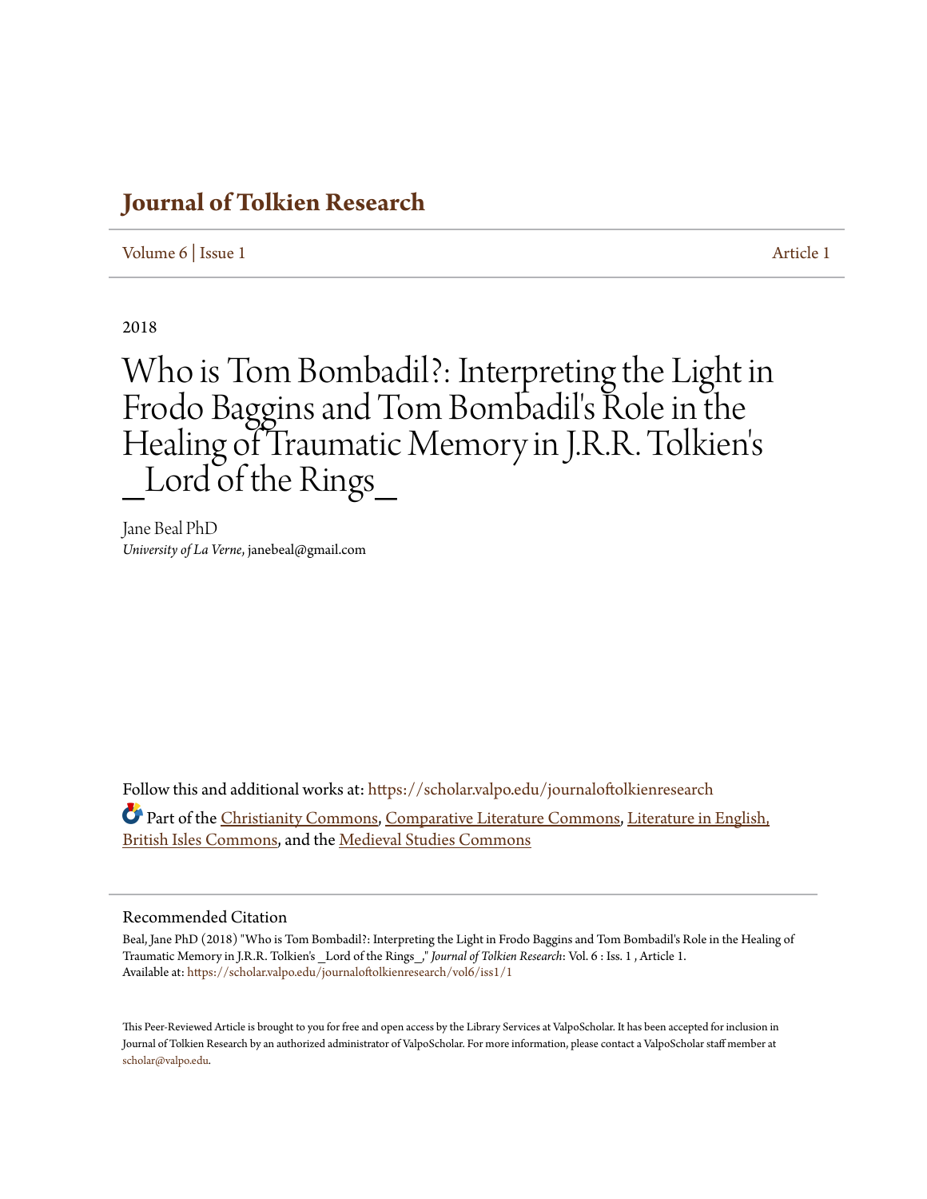# Journal of Tolkien Research

Volume 6 | Issue 1 Article 1

2018

# Who is Tom Bombadil?: Interpreting the Light in Frodo Baggins and Tom Bombadil's Role in the Healing of Traumatic Memory in J.R.R. Tolkien's _Lord of the Rings_

Jane Beal PhD
*University of La Verne*, janebeal@gmail.com

Follow this and additional works at: https://scholar.valpo.edu/journaloftolkienresearch

Part of the Christianity Commons, Comparative Literature Commons, Literature in English, British Isles Commons, and the Medieval Studies Commons

## Recommended Citation

Beal, Jane PhD (2018) "Who is Tom Bombadil?: Interpreting the Light in Frodo Baggins and Tom Bombadil's Role in the Healing of Traumatic Memory in J.R.R. Tolkien's _Lord of the Rings_," *Journal of Tolkien Research*: Vol. 6 : Iss. 1 , Article 1.
Available at: https://scholar.valpo.edu/journaloftolkienresearch/vol6/iss1/1

This Peer-Reviewed Article is brought to you for free and open access by the Library Services at ValpoScholar. It has been accepted for inclusion in Journal of Tolkien Research by an authorized administrator of ValpoScholar. For more information, please contact a ValpoScholar staff member at scholar@valpo.edu.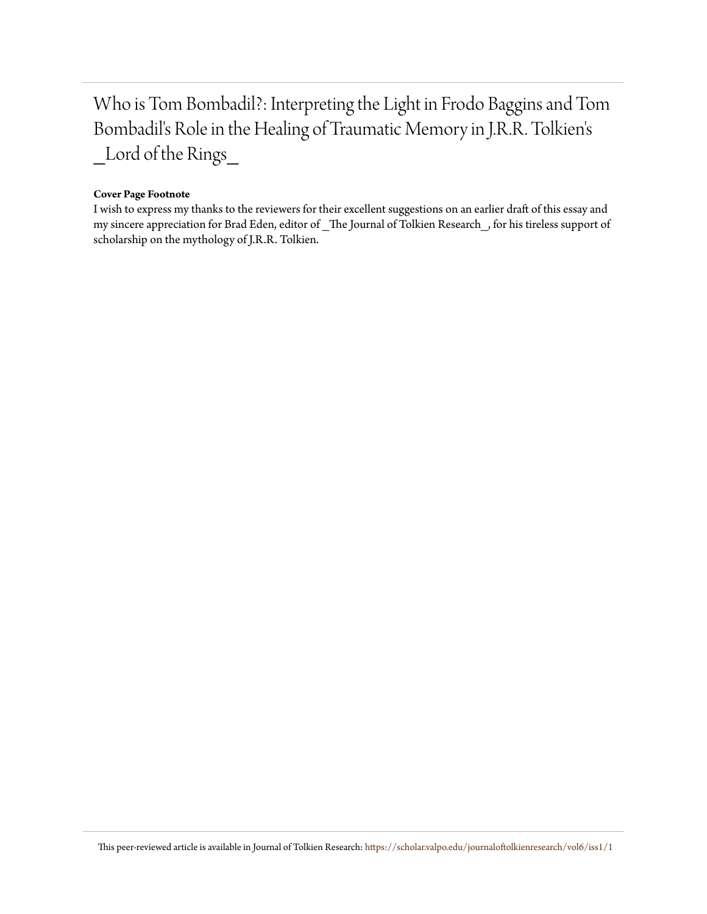# Who is Tom Bombadil?: Interpreting the Light in Frodo Baggins and Tom Bombadil's Role in the Healing of Traumatic Memory in J.R.R. Tolkien's _Lord of the Rings_

**Cover Page Footnote**

I wish to express my thanks to the reviewers for their excellent suggestions on an earlier draft of this essay and my sincere appreciation for Brad Eden, editor of _The Journal of Tolkien Research_, for his tireless support of scholarship on the mythology of J.R.R. Tolkien.

This peer-reviewed article is available in Journal of Tolkien Research: https://scholar.valpo.edu/journaloftolkienresearch/vol6/iss1/1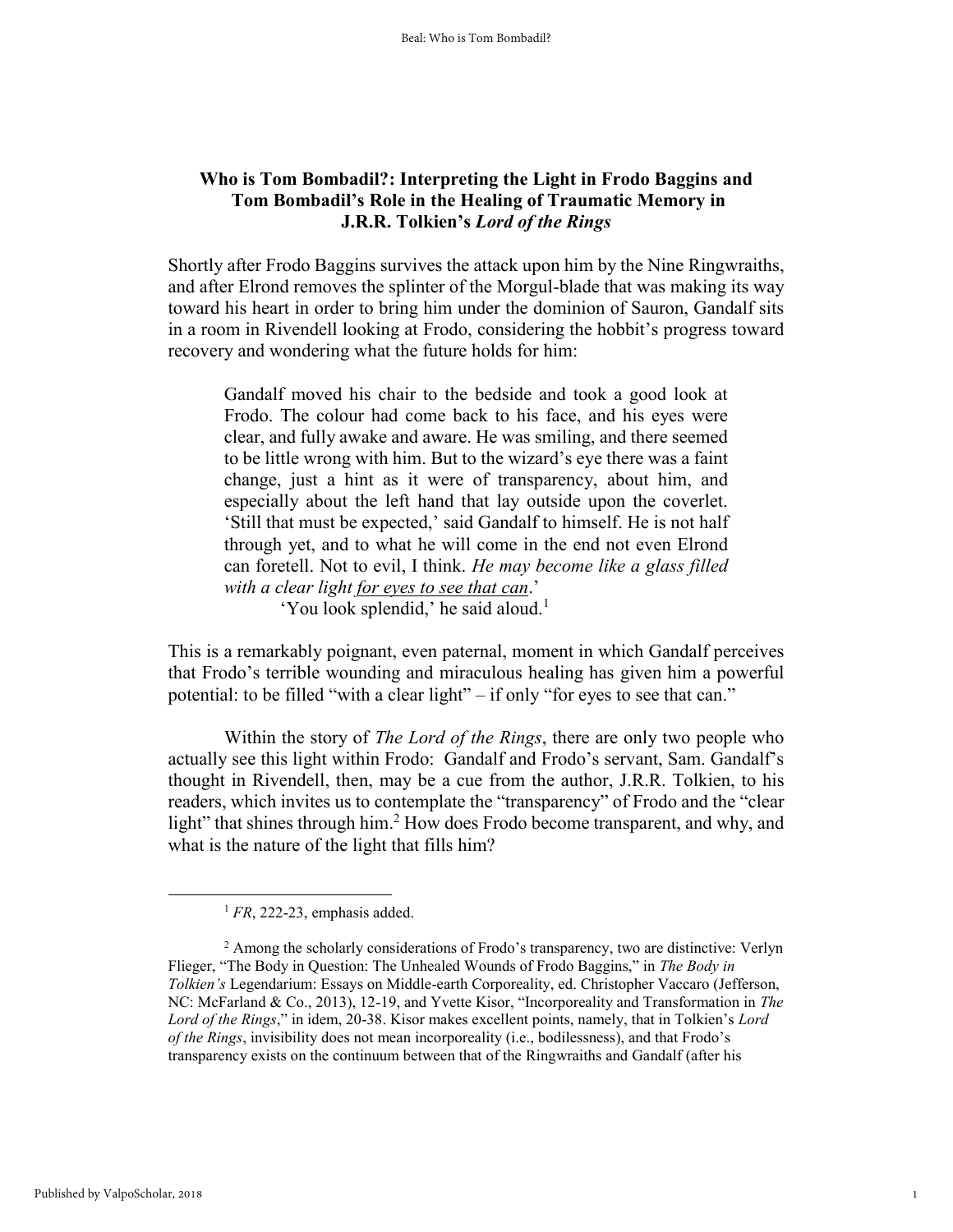**Who is Tom Bombadil?: Interpreting the Light in Frodo Baggins and Tom Bombadil's Role in the Healing of Traumatic Memory in J.R.R. Tolkien's *Lord of the Rings***

Shortly after Frodo Baggins survives the attack upon him by the Nine Ringwraiths, and after Elrond removes the splinter of the Morgul-blade that was making its way toward his heart in order to bring him under the dominion of Sauron, Gandalf sits in a room in Rivendell looking at Frodo, considering the hobbit's progress toward recovery and wondering what the future holds for him:

> Gandalf moved his chair to the bedside and took a good look at Frodo. The colour had come back to his face, and his eyes were clear, and fully awake and aware. He was smiling, and there seemed to be little wrong with him. But to the wizard's eye there was a faint change, just a hint as it were of transparency, about him, and especially about the left hand that lay outside upon the coverlet. 'Still that must be expected,' said Gandalf to himself. He is not half through yet, and to what he will come in the end not even Elrond can foretell. Not to evil, I think. *He may become like a glass filled with a clear light <u>for eyes to see that can</u>*.'
>
> 'You look splendid,' he said aloud.[1]

This is a remarkably poignant, even paternal, moment in which Gandalf perceives that Frodo's terrible wounding and miraculous healing has given him a powerful potential: to be filled "with a clear light" – if only "for eyes to see that can."

Within the story of *The Lord of the Rings*, there are only two people who actually see this light within Frodo: Gandalf and Frodo's servant, Sam. Gandalf's thought in Rivendell, then, may be a cue from the author, J.R.R. Tolkien, to his readers, which invites us to contemplate the "transparency" of Frodo and the "clear light" that shines through him.[2] How does Frodo become transparent, and why, and what is the nature of the light that fills him?

---

[1] *FR*, 222-23, emphasis added.

[2] Among the scholarly considerations of Frodo's transparency, two are distinctive: Verlyn Flieger, "The Body in Question: The Unhealed Wounds of Frodo Baggins," in *The Body in Tolkien's* Legendarium: Essays on Middle-earth Corporeality, ed. Christopher Vaccaro (Jefferson, NC: McFarland & Co., 2013), 12-19, and Yvette Kisor, "Incorporeality and Transformation in *The Lord of the Rings*," in idem, 20-38. Kisor makes excellent points, namely, that in Tolkien's *Lord of the Rings*, invisibility does not mean incorporeality (i.e., bodilessness), and that Frodo's transparency exists on the continuum between that of the Ringwraiths and Gandalf (after his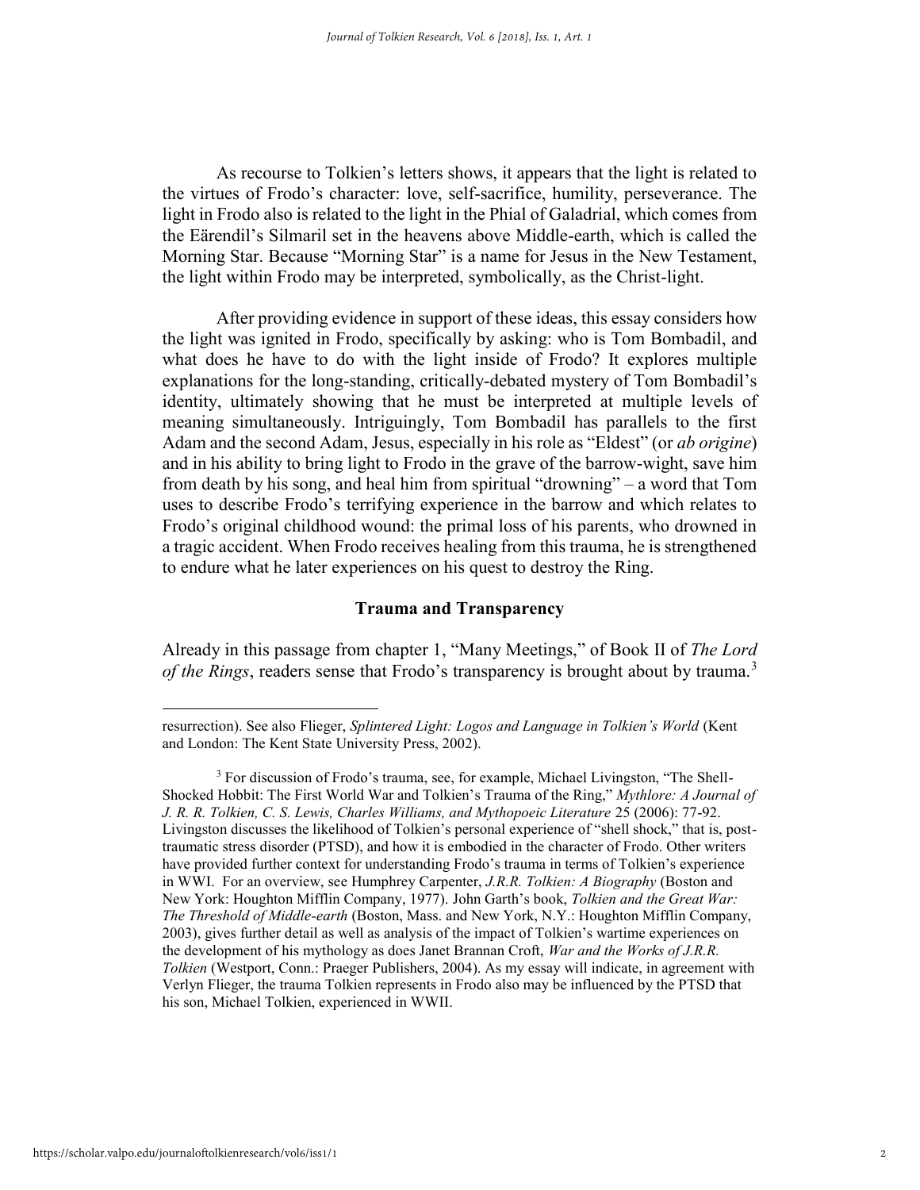As recourse to Tolkien's letters shows, it appears that the light is related to the virtues of Frodo's character: love, self-sacrifice, humility, perseverance. The light in Frodo also is related to the light in the Phial of Galadrial, which comes from the Eärendil's Silmaril set in the heavens above Middle-earth, which is called the Morning Star. Because "Morning Star" is a name for Jesus in the New Testament, the light within Frodo may be interpreted, symbolically, as the Christ-light.

After providing evidence in support of these ideas, this essay considers how the light was ignited in Frodo, specifically by asking: who is Tom Bombadil, and what does he have to do with the light inside of Frodo? It explores multiple explanations for the long-standing, critically-debated mystery of Tom Bombadil's identity, ultimately showing that he must be interpreted at multiple levels of meaning simultaneously. Intriguingly, Tom Bombadil has parallels to the first Adam and the second Adam, Jesus, especially in his role as "Eldest" (or *ab origine*) and in his ability to bring light to Frodo in the grave of the barrow-wight, save him from death by his song, and heal him from spiritual "drowning" – a word that Tom uses to describe Frodo's terrifying experience in the barrow and which relates to Frodo's original childhood wound: the primal loss of his parents, who drowned in a tragic accident. When Frodo receives healing from this trauma, he is strengthened to endure what he later experiences on his quest to destroy the Ring.

### Trauma and Transparency

Already in this passage from chapter 1, "Many Meetings," of Book II of *The Lord of the Rings*, readers sense that Frodo's transparency is brought about by trauma.[3]

---

resurrection). See also Flieger, *Splintered Light: Logos and Language in Tolkien's World* (Kent and London: The Kent State University Press, 2002).

[3] For discussion of Frodo's trauma, see, for example, Michael Livingston, "The Shell-Shocked Hobbit: The First World War and Tolkien's Trauma of the Ring," *Mythlore: A Journal of J. R. R. Tolkien, C. S. Lewis, Charles Williams, and Mythopoeic Literature* 25 (2006): 77-92. Livingston discusses the likelihood of Tolkien's personal experience of "shell shock," that is, post-traumatic stress disorder (PTSD), and how it is embodied in the character of Frodo. Other writers have provided further context for understanding Frodo's trauma in terms of Tolkien's experience in WWI. For an overview, see Humphrey Carpenter, *J.R.R. Tolkien: A Biography* (Boston and New York: Houghton Mifflin Company, 1977). John Garth's book, *Tolkien and the Great War: The Threshold of Middle-earth* (Boston, Mass. and New York, N.Y.: Houghton Mifflin Company, 2003), gives further detail as well as analysis of the impact of Tolkien's wartime experiences on the development of his mythology as does Janet Brannan Croft, *War and the Works of J.R.R. Tolkien* (Westport, Conn.: Praeger Publishers, 2004). As my essay will indicate, in agreement with Verlyn Flieger, the trauma Tolkien represents in Frodo also may be influenced by the PTSD that his son, Michael Tolkien, experienced in WWII.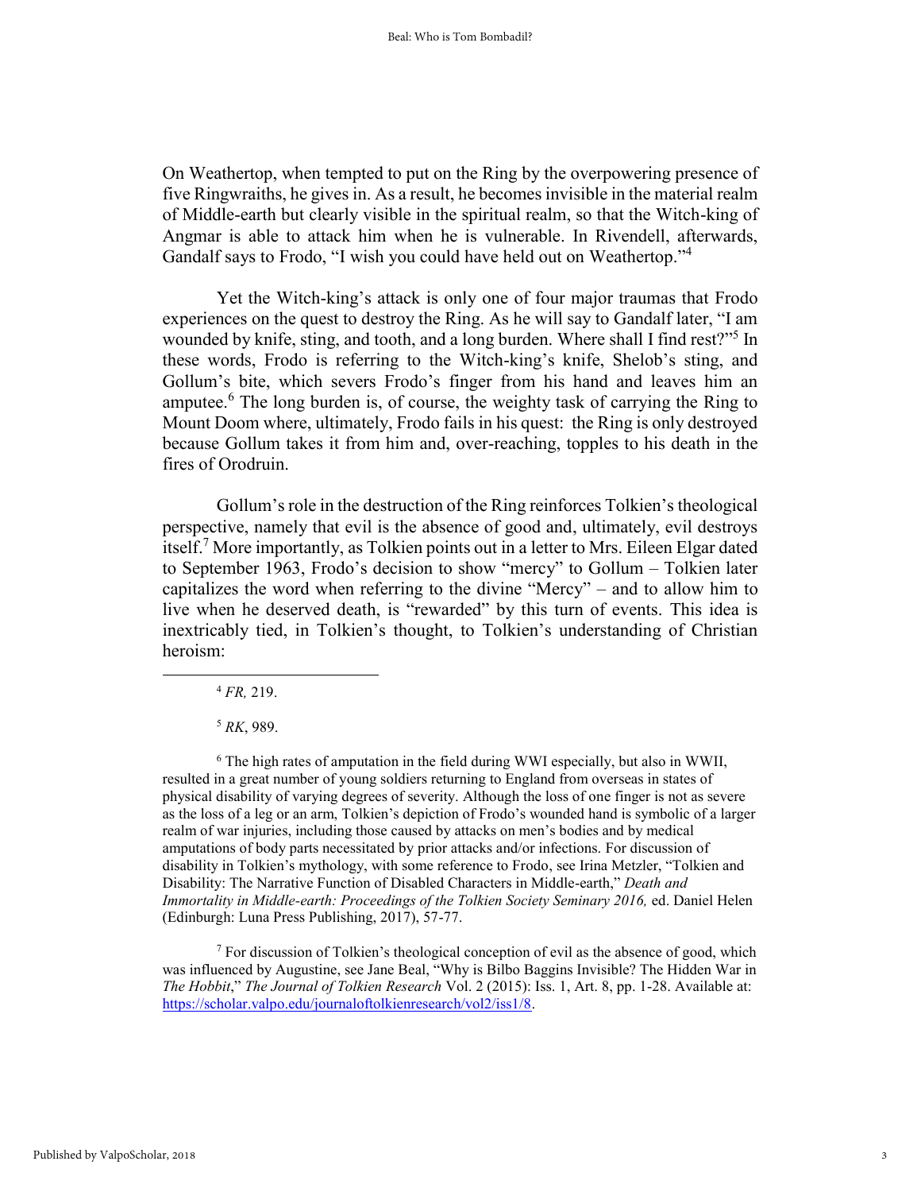On Weathertop, when tempted to put on the Ring by the overpowering presence of five Ringwraiths, he gives in. As a result, he becomes invisible in the material realm of Middle-earth but clearly visible in the spiritual realm, so that the Witch-king of Angmar is able to attack him when he is vulnerable. In Rivendell, afterwards, Gandalf says to Frodo, "I wish you could have held out on Weathertop."[4]

Yet the Witch-king's attack is only one of four major traumas that Frodo experiences on the quest to destroy the Ring. As he will say to Gandalf later, "I am wounded by knife, sting, and tooth, and a long burden. Where shall I find rest?"[5] In these words, Frodo is referring to the Witch-king's knife, Shelob's sting, and Gollum's bite, which severs Frodo's finger from his hand and leaves him an amputee.[6] The long burden is, of course, the weighty task of carrying the Ring to Mount Doom where, ultimately, Frodo fails in his quest: the Ring is only destroyed because Gollum takes it from him and, over-reaching, topples to his death in the fires of Orodruin.

Gollum's role in the destruction of the Ring reinforces Tolkien's theological perspective, namely that evil is the absence of good and, ultimately, evil destroys itself.[7] More importantly, as Tolkien points out in a letter to Mrs. Eileen Elgar dated to September 1963, Frodo's decision to show "mercy" to Gollum – Tolkien later capitalizes the word when referring to the divine "Mercy" – and to allow him to live when he deserved death, is "rewarded" by this turn of events. This idea is inextricably tied, in Tolkien's thought, to Tolkien's understanding of Christian heroism:

---

[4] *FR,* 219.

[5] *RK*, 989.

[6] The high rates of amputation in the field during WWI especially, but also in WWII, resulted in a great number of young soldiers returning to England from overseas in states of physical disability of varying degrees of severity. Although the loss of one finger is not as severe as the loss of a leg or an arm, Tolkien's depiction of Frodo's wounded hand is symbolic of a larger realm of war injuries, including those caused by attacks on men's bodies and by medical amputations of body parts necessitated by prior attacks and/or infections. For discussion of disability in Tolkien's mythology, with some reference to Frodo, see Irina Metzler, "Tolkien and Disability: The Narrative Function of Disabled Characters in Middle-earth," *Death and Immortality in Middle-earth: Proceedings of the Tolkien Society Seminar 2016,* ed. Daniel Helen (Edinburgh: Luna Press Publishing, 2017), 57-77.

[7] For discussion of Tolkien's theological conception of evil as the absence of good, which was influenced by Augustine, see Jane Beal, "Why is Bilbo Baggins Invisible? The Hidden War in *The Hobbit*," *The Journal of Tolkien Research* Vol. 2 (2015): Iss. 1, Art. 8, pp. 1-28. Available at: https://scholar.valpo.edu/journaloftolkienresearch/vol2/iss1/8.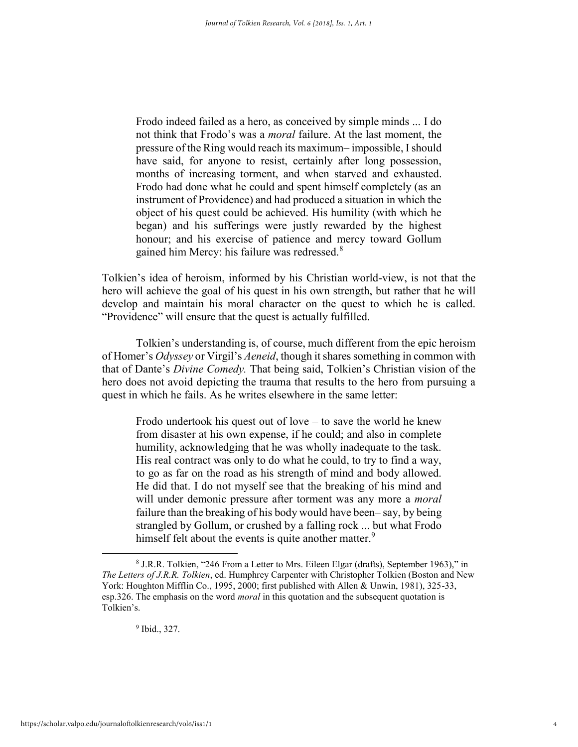> Frodo indeed failed as a hero, as conceived by simple minds ... I do not think that Frodo's was a *moral* failure. At the last moment, the pressure of the Ring would reach its maximum– impossible, I should have said, for anyone to resist, certainly after long possession, months of increasing torment, and when starved and exhausted. Frodo had done what he could and spent himself completely (as an instrument of Providence) and had produced a situation in which the object of his quest could be achieved. His humility (with which he began) and his sufferings were justly rewarded by the highest honour; and his exercise of patience and mercy toward Gollum gained him Mercy: his failure was redressed.[8]

Tolkien's idea of heroism, informed by his Christian world-view, is not that the hero will achieve the goal of his quest in his own strength, but rather that he will develop and maintain his moral character on the quest to which he is called. "Providence" will ensure that the quest is actually fulfilled.

Tolkien's understanding is, of course, much different from the epic heroism of Homer's *Odyssey* or Virgil's *Aeneid*, though it shares something in common with that of Dante's *Divine Comedy.* That being said, Tolkien's Christian vision of the hero does not avoid depicting the trauma that results to the hero from pursuing a quest in which he fails. As he writes elsewhere in the same letter:

> Frodo undertook his quest out of love – to save the world he knew from disaster at his own expense, if he could; and also in complete humility, acknowledging that he was wholly inadequate to the task. His real contract was only to do what he could, to try to find a way, to go as far on the road as his strength of mind and body allowed. He did that. I do not myself see that the breaking of his mind and will under demonic pressure after torment was any more a *moral* failure than the breaking of his body would have been– say, by being strangled by Gollum, or crushed by a falling rock ... but what Frodo himself felt about the events is quite another matter.[9]

---

[8] J.R.R. Tolkien, "246 From a Letter to Mrs. Eileen Elgar (drafts), September 1963)," in *The Letters of J.R.R. Tolkien*, ed. Humphrey Carpenter with Christopher Tolkien (Boston and New York: Houghton Mifflin Co., 1995, 2000; first published with Allen & Unwin, 1981), 325-33, esp.326. The emphasis on the word *moral* in this quotation and the subsequent quotation is Tolkien's.

[9] Ibid., 327.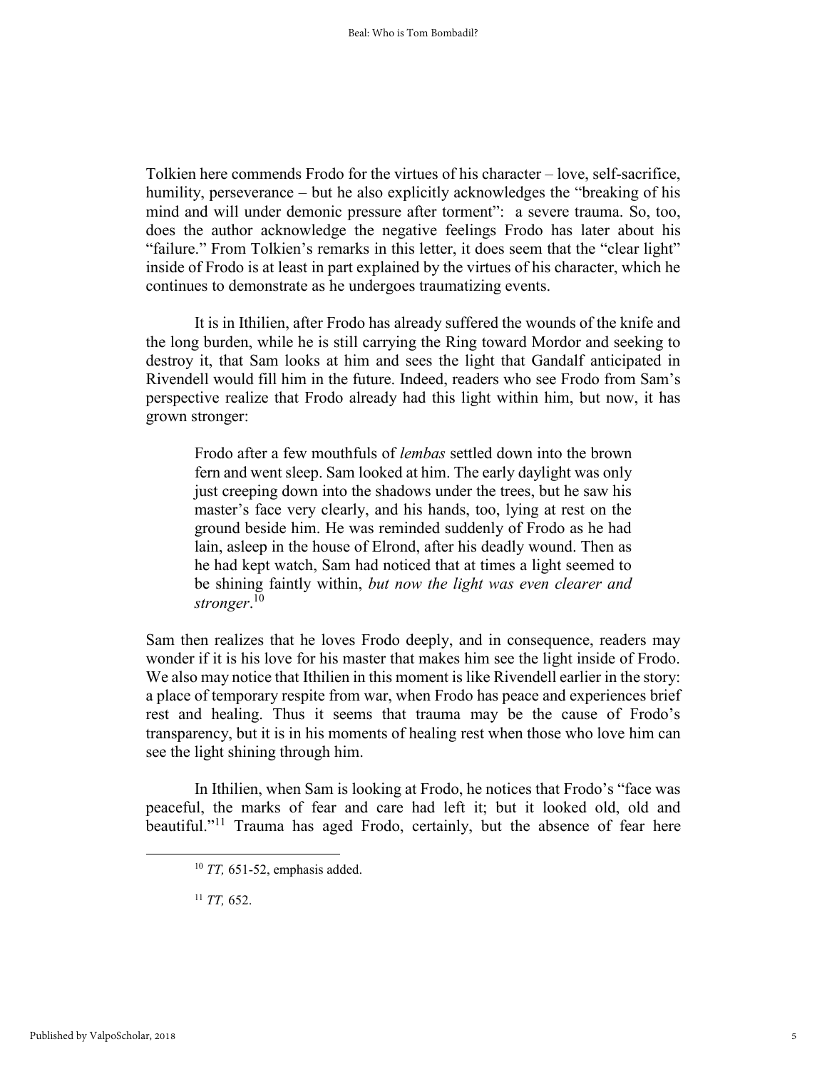Tolkien here commends Frodo for the virtues of his character – love, self-sacrifice, humility, perseverance – but he also explicitly acknowledges the "breaking of his mind and will under demonic pressure after torment": a severe trauma. So, too, does the author acknowledge the negative feelings Frodo has later about his "failure." From Tolkien's remarks in this letter, it does seem that the "clear light" inside of Frodo is at least in part explained by the virtues of his character, which he continues to demonstrate as he undergoes traumatizing events.

It is in Ithilien, after Frodo has already suffered the wounds of the knife and the long burden, while he is still carrying the Ring toward Mordor and seeking to destroy it, that Sam looks at him and sees the light that Gandalf anticipated in Rivendell would fill him in the future. Indeed, readers who see Frodo from Sam's perspective realize that Frodo already had this light within him, but now, it has grown stronger:

> Frodo after a few mouthfuls of *lembas* settled down into the brown fern and went sleep. Sam looked at him. The early daylight was only just creeping down into the shadows under the trees, but he saw his master's face very clearly, and his hands, too, lying at rest on the ground beside him. He was reminded suddenly of Frodo as he had lain, asleep in the house of Elrond, after his deadly wound. Then as he had kept watch, Sam had noticed that at times a light seemed to be shining faintly within, *but now the light was even clearer and stronger*.[10]

Sam then realizes that he loves Frodo deeply, and in consequence, readers may wonder if it is his love for his master that makes him see the light inside of Frodo. We also may notice that Ithilien in this moment is like Rivendell earlier in the story: a place of temporary respite from war, when Frodo has peace and experiences brief rest and healing. Thus it seems that trauma may be the cause of Frodo's transparency, but it is in his moments of healing rest when those who love him can see the light shining through him.

In Ithilien, when Sam is looking at Frodo, he notices that Frodo's "face was peaceful, the marks of fear and care had left it; but it looked old, old and beautiful."[11] Trauma has aged Frodo, certainly, but the absence of fear here

---

[10] *TT,* 651-52, emphasis added.

[11] *TT,* 652.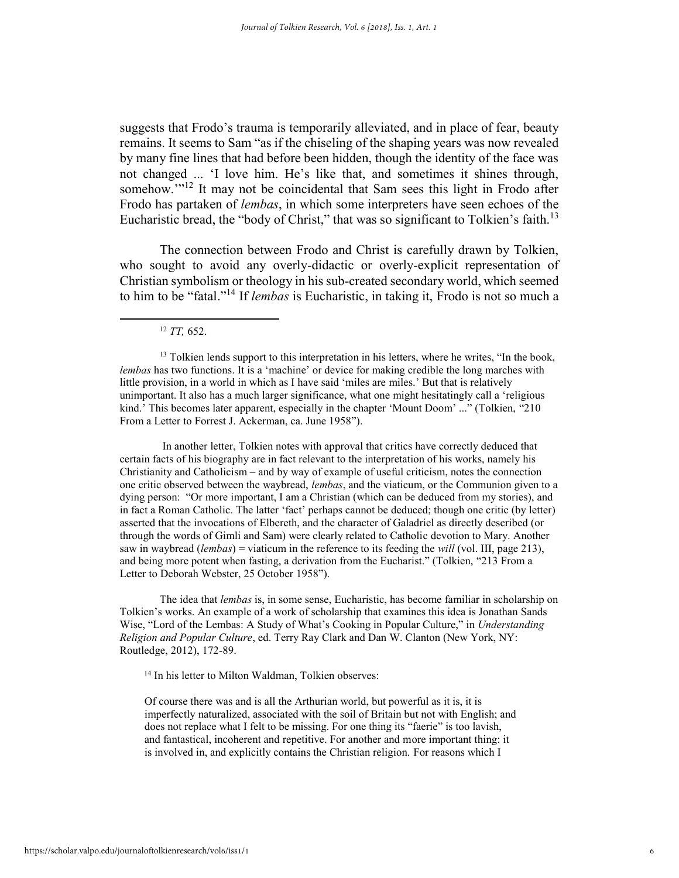suggests that Frodo's trauma is temporarily alleviated, and in place of fear, beauty remains. It seems to Sam "as if the chiseling of the shaping years was now revealed by many fine lines that had before been hidden, though the identity of the face was not changed ... 'I love him. He's like that, and sometimes it shines through, somehow.'"[12] It may not be coincidental that Sam sees this light in Frodo after Frodo has partaken of *lembas*, in which some interpreters have seen echoes of the Eucharistic bread, the "body of Christ," that was so significant to Tolkien's faith.[13]

The connection between Frodo and Christ is carefully drawn by Tolkien, who sought to avoid any overly-didactic or overly-explicit representation of Christian symbolism or theology in his sub-created secondary world, which seemed to him to be "fatal."[14] If *lembas* is Eucharistic, in taking it, Frodo is not so much a

---

[12] *TT,* 652.

[13] Tolkien lends support to this interpretation in his letters, where he writes, "In the book, *lembas* has two functions. It is a 'machine' or device for making credible the long marches with little provision, in a world in which as I have said 'miles are miles.' But that is relatively unimportant. It also has a much larger significance, what one might hesitatingly call a 'religious kind.' This becomes later apparent, especially in the chapter 'Mount Doom' ..." (Tolkien, "210 From a Letter to Forrest J. Ackerman, ca. June 1958").

In another letter, Tolkien notes with approval that critics have correctly deduced that certain facts of his biography are in fact relevant to the interpretation of his works, namely his Christianity and Catholicism – and by way of example of useful criticism, notes the connection one critic observed between the waybread, *lembas*, and the viaticum, or the Communion given to a dying person: "Or more important, I am a Christian (which can be deduced from my stories), and in fact a Roman Catholic. The latter 'fact' perhaps cannot be deduced; though one critic (by letter) asserted that the invocations of Elbereth, and the character of Galadriel as directly described (or through the words of Gimli and Sam) were clearly related to Catholic devotion to Mary. Another saw in waybread (*lembas*) = viaticum in the reference to its feeding the *will* (vol. III, page 213), and being more potent when fasting, a derivation from the Eucharist." (Tolkien, "213 From a Letter to Deborah Webster, 25 October 1958").

The idea that *lembas* is, in some sense, Eucharistic, has become familiar in scholarship on Tolkien's works. An example of a work of scholarship that examines this idea is Jonathan Sands Wise, "Lord of the Lembas: A Study of What's Cooking in Popular Culture," in *Understanding Religion and Popular Culture*, ed. Terry Ray Clark and Dan W. Clanton (New York, NY: Routledge, 2012), 172-89.

[14] In his letter to Milton Waldman, Tolkien observes:

> Of course there was and is all the Arthurian world, but powerful as it is, it is imperfectly naturalized, associated with the soil of Britain but not with English; and does not replace what I felt to be missing. For one thing its "faerie" is too lavish, and fantastical, incoherent and repetitive. For another and more important thing: it is involved in, and explicitly contains the Christian religion. For reasons which I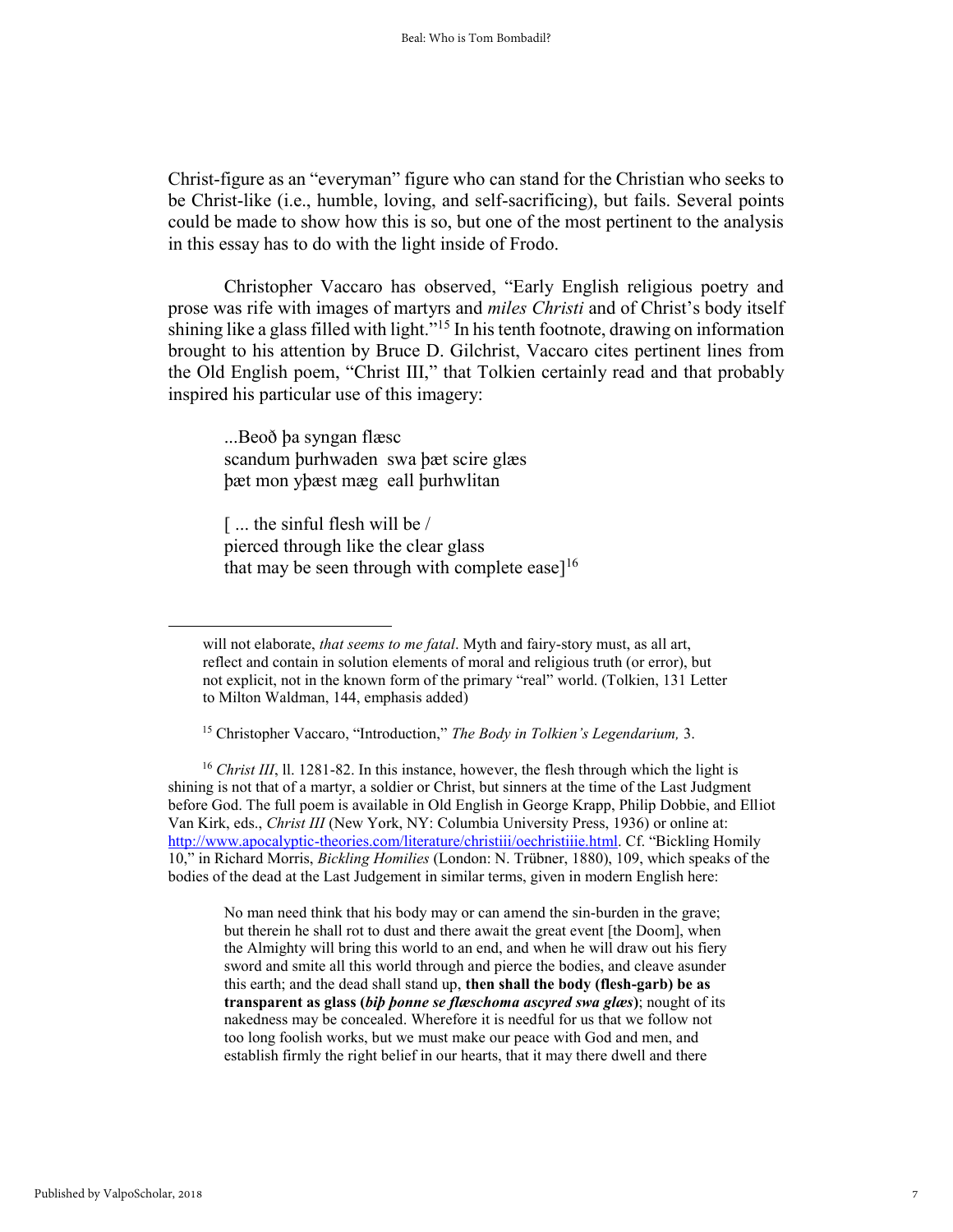Christ-figure as an "everyman" figure who can stand for the Christian who seeks to be Christ-like (i.e., humble, loving, and self-sacrificing), but fails. Several points could be made to show how this is so, but one of the most pertinent to the analysis in this essay has to do with the light inside of Frodo.

Christopher Vaccaro has observed, "Early English religious poetry and prose was rife with images of martyrs and *miles Christi* and of Christ's body itself shining like a glass filled with light."[15] In his tenth footnote, drawing on information brought to his attention by Bruce D. Gilchrist, Vaccaro cites pertinent lines from the Old English poem, "Christ III," that Tolkien certainly read and that probably inspired his particular use of this imagery:

> ...Beoð þa syngan flæsc
> scandum þurhwaden swa þæt scire glæs
> þæt mon yþæst mæg eall þurhwlitan
>
> [ ... the sinful flesh will be /
> pierced through like the clear glass
> that may be seen through with complete ease][16]

---

will not elaborate, *that seems to me fatal*. Myth and fairy-story must, as all art, reflect and contain in solution elements of moral and religious truth (or error), but not explicit, not in the known form of the primary "real" world. (Tolkien, 131 Letter to Milton Waldman, 144, emphasis added)

[15] Christopher Vaccaro, "Introduction," *The Body in Tolkien's Legendarium,* 3.

[16] *Christ III*, ll. 1281-82. In this instance, however, the flesh through which the light is shining is not that of a martyr, a soldier or Christ, but sinners at the time of the Last Judgment before God. The full poem is available in Old English in George Krapp, Philip Dobbie, and Elliot Van Kirk, eds., *Christ III* (New York, NY: Columbia University Press, 1936) or online at: http://www.apocalyptic-theories.com/literature/christiii/oechristiiie.html. Cf. "Bickling Homily 10," in Richard Morris, *Bickling Homilies* (London: N. Trübner, 1880), 109, which speaks of the bodies of the dead at the Last Judgement in similar terms, given in modern English here:

> No man need think that his body may or can amend the sin-burden in the grave; but therein he shall rot to dust and there await the great event [the Doom], when the Almighty will bring this world to an end, and when he will draw out his fiery sword and smite all this world through and pierce the bodies, and cleave asunder this earth; and the dead shall stand up, **then shall the body (flesh-garb) be as transparent as glass (*biþ þonne se flæschoma ascyred swa glæs*)**; nought of its nakedness may be concealed. Wherefore it is needful for us that we follow not too long foolish works, but we must make our peace with God and men, and establish firmly the right belief in our hearts, that it may there dwell and there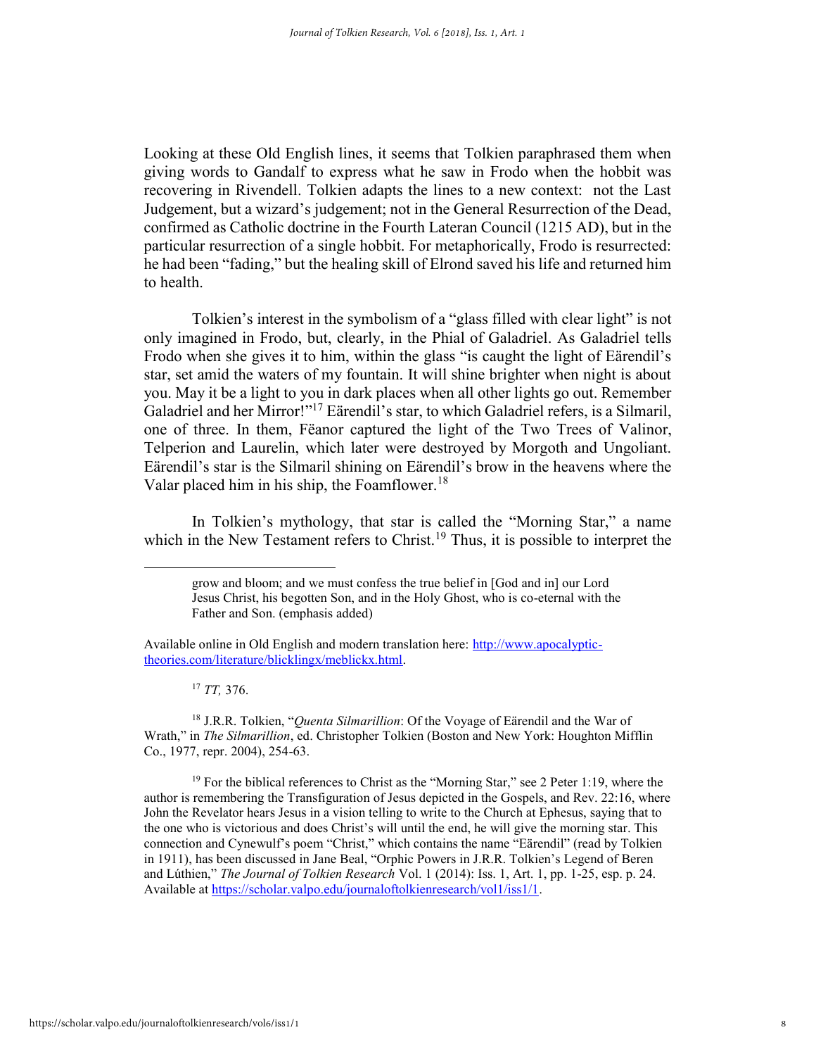Looking at these Old English lines, it seems that Tolkien paraphrased them when giving words to Gandalf to express what he saw in Frodo when the hobbit was recovering in Rivendell. Tolkien adapts the lines to a new context: not the Last Judgement, but a wizard's judgement; not in the General Resurrection of the Dead, confirmed as Catholic doctrine in the Fourth Lateran Council (1215 AD), but in the particular resurrection of a single hobbit. For metaphorically, Frodo is resurrected: he had been "fading," but the healing skill of Elrond saved his life and returned him to health.

Tolkien's interest in the symbolism of a "glass filled with clear light" is not only imagined in Frodo, but, clearly, in the Phial of Galadriel. As Galadriel tells Frodo when she gives it to him, within the glass "is caught the light of Eärendil's star, set amid the waters of my fountain. It will shine brighter when night is about you. May it be a light to you in dark places when all other lights go out. Remember Galadriel and her Mirror!"[17] Eärendil's star, to which Galadriel refers, is a Silmaril, one of three. In them, Fëanor captured the light of the Two Trees of Valinor, Telperion and Laurelin, which later were destroyed by Morgoth and Ungoliant. Eärendil's star is the Silmaril shining on Eärendil's brow in the heavens where the Valar placed him in his ship, the Foamflower.[18]

In Tolkien's mythology, that star is called the "Morning Star," a name which in the New Testament refers to Christ.[19] Thus, it is possible to interpret the

---

> grow and bloom; and we must confess the true belief in [God and in] our Lord Jesus Christ, his begotten Son, and in the Holy Ghost, who is co-eternal with the Father and Son. (emphasis added)

Available online in Old English and modern translation here: http://www.apocalyptic-theories.com/literature/blicklingx/meblickx.html.

[17] *TT,* 376.

[18] J.R.R. Tolkien, "*Quenta Silmarillion*: Of the Voyage of Eärendil and the War of Wrath," in *The Silmarillion*, ed. Christopher Tolkien (Boston and New York: Houghton Mifflin Co., 1977, repr. 2004), 254-63.

[19] For the biblical references to Christ as the "Morning Star," see 2 Peter 1:19, where the author is remembering the Transfiguration of Jesus depicted in the Gospels, and Rev. 22:16, where John the Revelator hears Jesus in a vision telling to write to the Church at Ephesus, saying that to the one who is victorious and does Christ's will until the end, he will give the morning star. This connection and Cynewulf's poem "Christ," which contains the name "Eärendil" (read by Tolkien in 1911), has been discussed in Jane Beal, "Orphic Powers in J.R.R. Tolkien's Legend of Beren and Lúthien," *The Journal of Tolkien Research* Vol. 1 (2014): Iss. 1, Art. 1, pp. 1-25, esp. p. 24. Available at https://scholar.valpo.edu/journaloftolkienresearch/vol1/iss1/1.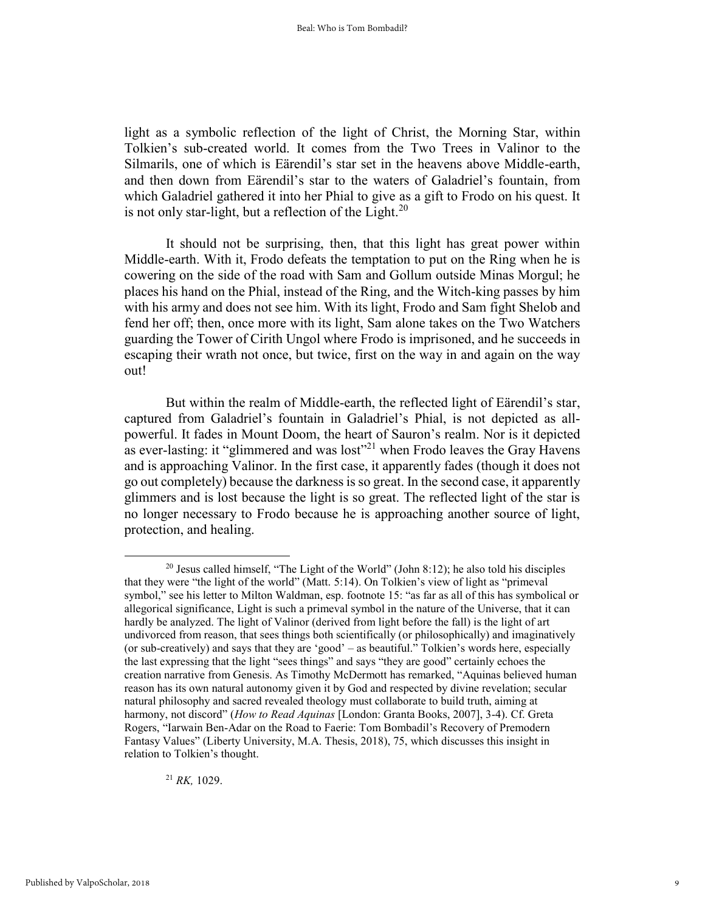light as a symbolic reflection of the light of Christ, the Morning Star, within Tolkien's sub-created world. It comes from the Two Trees in Valinor to the Silmarils, one of which is Eärendil's star set in the heavens above Middle-earth, and then down from Eärendil's star to the waters of Galadriel's fountain, from which Galadriel gathered it into her Phial to give as a gift to Frodo on his quest. It is not only star-light, but a reflection of the Light.[20]

It should not be surprising, then, that this light has great power within Middle-earth. With it, Frodo defeats the temptation to put on the Ring when he is cowering on the side of the road with Sam and Gollum outside Minas Morgul; he places his hand on the Phial, instead of the Ring, and the Witch-king passes by him with his army and does not see him. With its light, Frodo and Sam fight Shelob and fend her off; then, once more with its light, Sam alone takes on the Two Watchers guarding the Tower of Cirith Ungol where Frodo is imprisoned, and he succeeds in escaping their wrath not once, but twice, first on the way in and again on the way out!

But within the realm of Middle-earth, the reflected light of Eärendil's star, captured from Galadriel's fountain in Galadriel's Phial, is not depicted as all-powerful. It fades in Mount Doom, the heart of Sauron's realm. Nor is it depicted as ever-lasting: it "glimmered and was lost"[21] when Frodo leaves the Gray Havens and is approaching Valinor. In the first case, it apparently fades (though it does not go out completely) because the darkness is so great. In the second case, it apparently glimmers and is lost because the light is so great. The reflected light of the star is no longer necessary to Frodo because he is approaching another source of light, protection, and healing.

---

[20] Jesus called himself, "The Light of the World" (John 8:12); he also told his disciples that they were "the light of the world" (Matt. 5:14). On Tolkien's view of light as "primeval symbol," see his letter to Milton Waldman, esp. footnote 15: "as far as all of this has symbolical or allegorical significance, Light is such a primeval symbol in the nature of the Universe, that it can hardly be analyzed. The light of Valinor (derived from light before the fall) is the light of art undivorced from reason, that sees things both scientifically (or philosophically) and imaginatively (or sub-creatively) and says that they are 'good' – as beautiful." Tolkien's words here, especially the last expressing that the light "sees things" and says "they are good" certainly echoes the creation narrative from Genesis. As Timothy McDermott has remarked, "Aquinas believed human reason has its own natural autonomy given it by God and respected by divine revelation; secular natural philosophy and sacred revealed theology must collaborate to build truth, aiming at harmony, not discord" (*How to Read Aquinas* [London: Granta Books, 2007], 3-4). Cf. Greta Rogers, "Iarwain Ben-Adar on the Road to Faerie: Tom Bombadil's Recovery of Premodern Fantasy Values" (Liberty University, M.A. Thesis, 2018), 75, which discusses this insight in relation to Tolkien's thought.

[21] *RK,* 1029.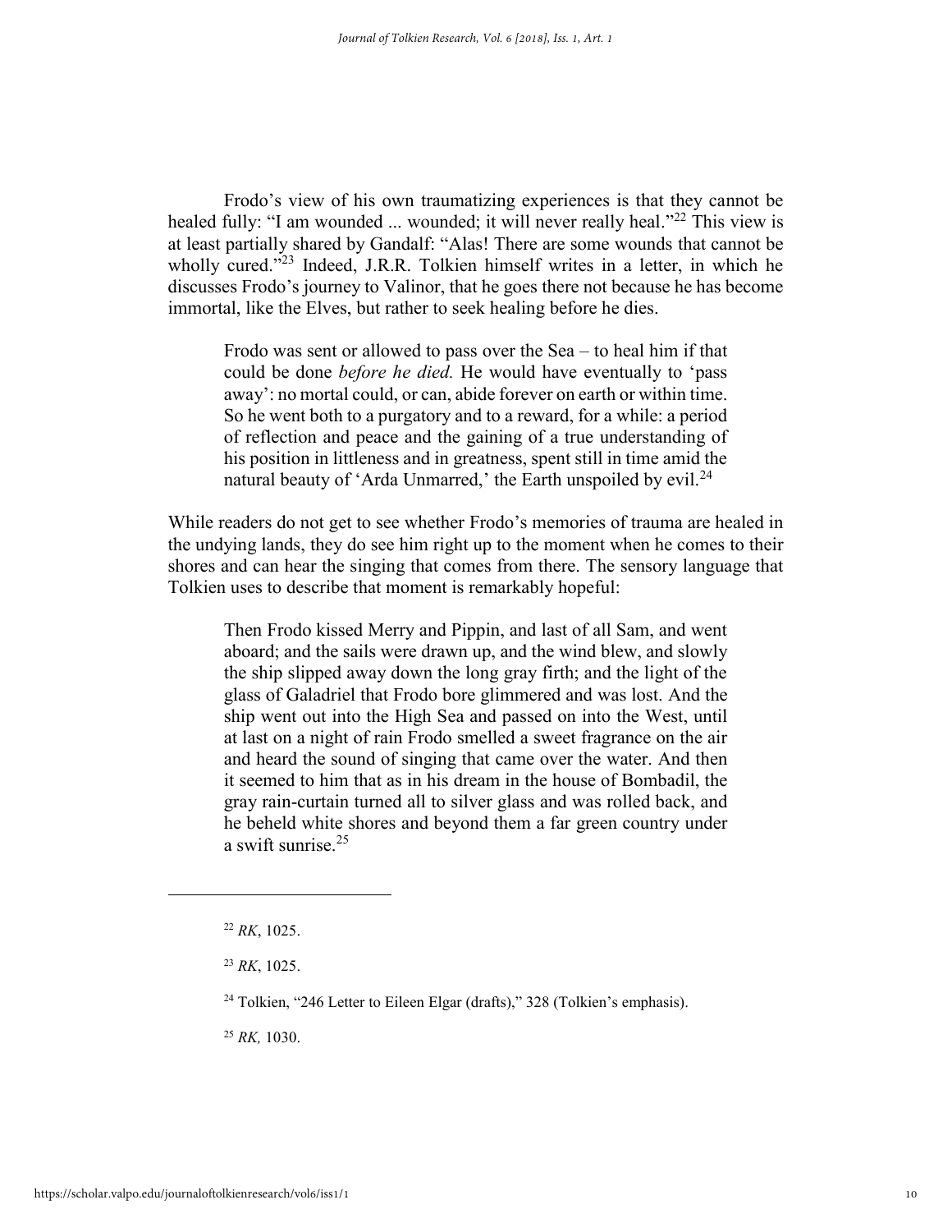Frodo's view of his own traumatizing experiences is that they cannot be healed fully: "I am wounded ... wounded; it will never really heal."[22] This view is at least partially shared by Gandalf: "Alas! There are some wounds that cannot be wholly cured."[23] Indeed, J.R.R. Tolkien himself writes in a letter, in which he discusses Frodo's journey to Valinor, that he goes there not because he has become immortal, like the Elves, but rather to seek healing before he dies.

> Frodo was sent or allowed to pass over the Sea – to heal him if that could be done *before he died.* He would have eventually to 'pass away': no mortal could, or can, abide forever on earth or within time. So he went both to a purgatory and to a reward, for a while: a period of reflection and peace and the gaining of a true understanding of his position in littleness and in greatness, spent still in time amid the natural beauty of 'Arda Unmarred,' the Earth unspoiled by evil.[24]

While readers do not get to see whether Frodo's memories of trauma are healed in the undying lands, they do see him right up to the moment when he comes to their shores and can hear the singing that comes from there. The sensory language that Tolkien uses to describe that moment is remarkably hopeful:

> Then Frodo kissed Merry and Pippin, and last of all Sam, and went aboard; and the sails were drawn up, and the wind blew, and slowly the ship slipped away down the long gray firth; and the light of the glass of Galadriel that Frodo bore glimmered and was lost. And the ship went out into the High Sea and passed on into the West, until at last on a night of rain Frodo smelled a sweet fragrance on the air and heard the sound of singing that came over the water. And then it seemed to him that as in his dream in the house of Bombadil, the gray rain-curtain turned all to silver glass and was rolled back, and he beheld white shores and beyond them a far green country under a swift sunrise.[25]

---

[22] *RK*, 1025.

[23] *RK*, 1025.

[24] Tolkien, "246 Letter to Eileen Elgar (drafts)," 328 (Tolkien's emphasis).

[25] *RK,* 1030.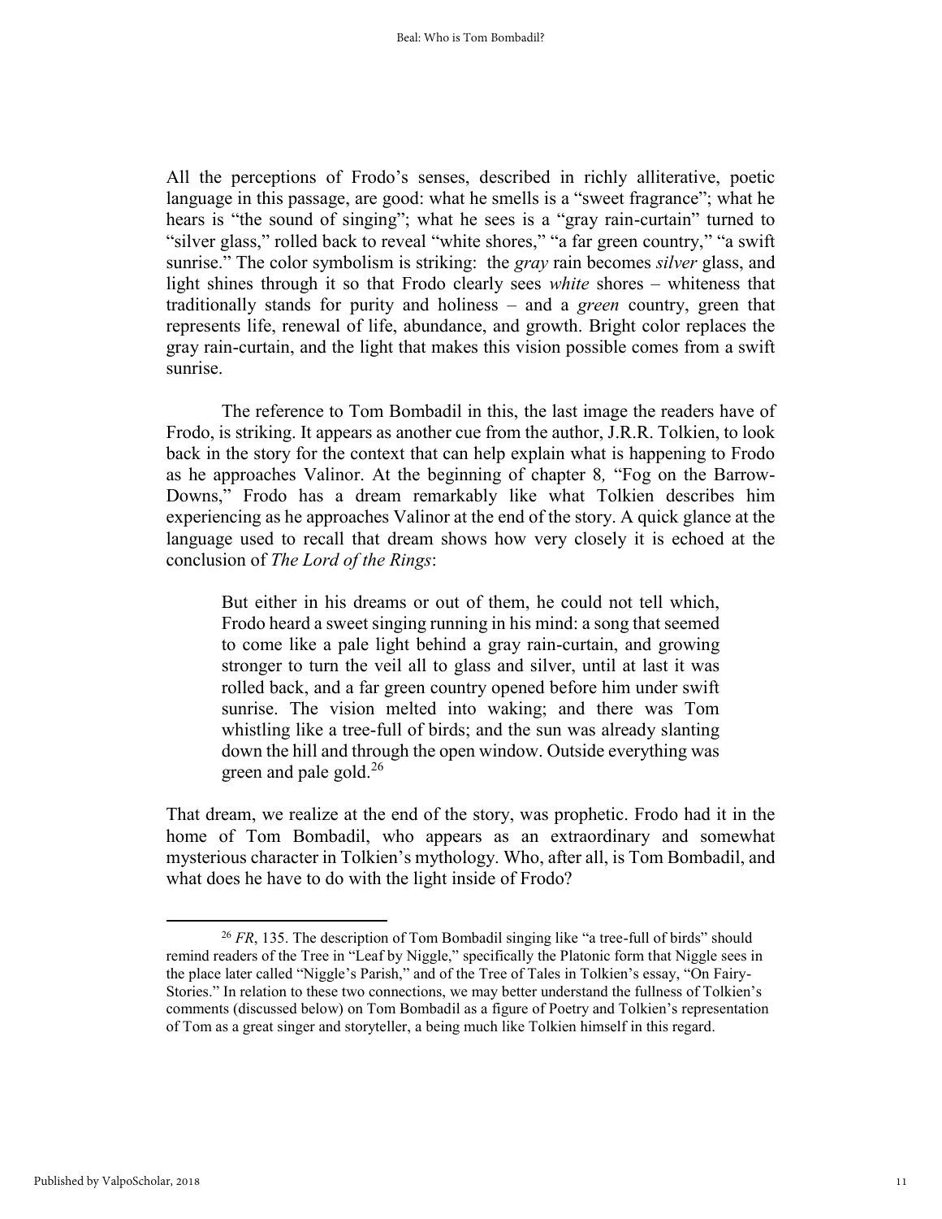All the perceptions of Frodo's senses, described in richly alliterative, poetic language in this passage, are good: what he smells is a "sweet fragrance"; what he hears is "the sound of singing"; what he sees is a "gray rain-curtain" turned to "silver glass," rolled back to reveal "white shores," "a far green country," "a swift sunrise." The color symbolism is striking: the *gray* rain becomes *silver* glass, and light shines through it so that Frodo clearly sees *white* shores – whiteness that traditionally stands for purity and holiness – and a *green* country, green that represents life, renewal of life, abundance, and growth. Bright color replaces the gray rain-curtain, and the light that makes this vision possible comes from a swift sunrise.

The reference to Tom Bombadil in this, the last image the readers have of Frodo, is striking. It appears as another cue from the author, J.R.R. Tolkien, to look back in the story for the context that can help explain what is happening to Frodo as he approaches Valinor. At the beginning of chapter 8, "Fog on the Barrow-Downs," Frodo has a dream remarkably like what Tolkien describes him experiencing as he approaches Valinor at the end of the story. A quick glance at the language used to recall that dream shows how very closely it is echoed at the conclusion of *The Lord of the Rings*:

> But either in his dreams or out of them, he could not tell which, Frodo heard a sweet singing running in his mind: a song that seemed to come like a pale light behind a gray rain-curtain, and growing stronger to turn the veil all to glass and silver, until at last it was rolled back, and a far green country opened before him under swift sunrise. The vision melted into waking; and there was Tom whistling like a tree-full of birds; and the sun was already slanting down the hill and through the open window. Outside everything was green and pale gold.[26]

That dream, we realize at the end of the story, was prophetic. Frodo had it in the home of Tom Bombadil, who appears as an extraordinary and somewhat mysterious character in Tolkien's mythology. Who, after all, is Tom Bombadil, and what does he have to do with the light inside of Frodo?

---

[26] *FR*, 135. The description of Tom Bombadil singing like "a tree-full of birds" should remind readers of the Tree in "Leaf by Niggle," specifically the Platonic form that Niggle sees in the place later called "Niggle's Parish," and of the Tree of Tales in Tolkien's essay, "On Fairy-Stories." In relation to these two connections, we may better understand the fullness of Tolkien's comments (discussed below) on Tom Bombadil as a figure of Poetry and Tolkien's representation of Tom as a great singer and storyteller, a being much like Tolkien himself in this regard.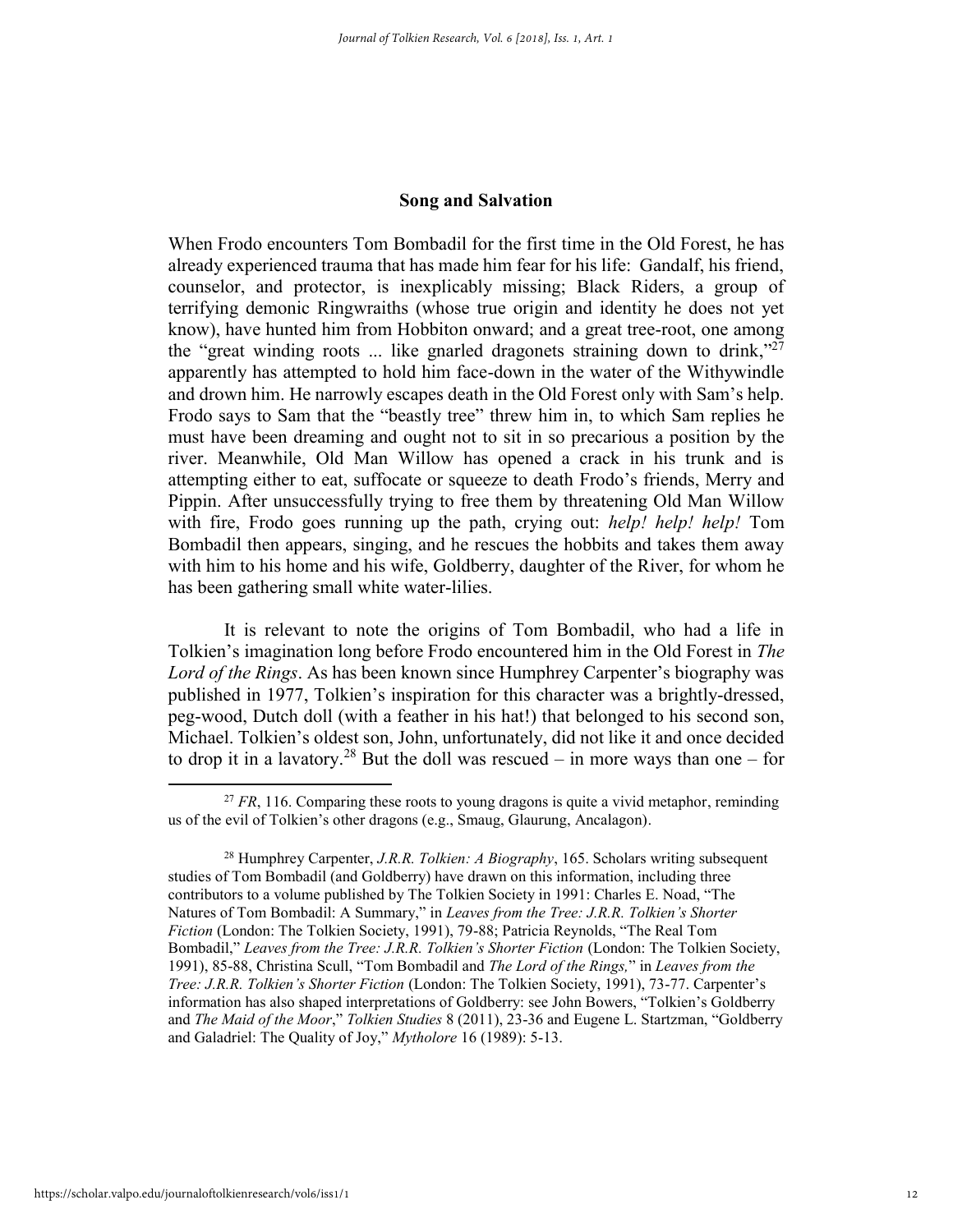## Song and Salvation

When Frodo encounters Tom Bombadil for the first time in the Old Forest, he has already experienced trauma that has made him fear for his life: Gandalf, his friend, counselor, and protector, is inexplicably missing; Black Riders, a group of terrifying demonic Ringwraiths (whose true origin and identity he does not yet know), have hunted him from Hobbiton onward; and a great tree-root, one among the "great winding roots ... like gnarled dragonets straining down to drink,"[27] apparently has attempted to hold him face-down in the water of the Withywindle and drown him. He narrowly escapes death in the Old Forest only with Sam's help. Frodo says to Sam that the "beastly tree" threw him in, to which Sam replies he must have been dreaming and ought not to sit in so precarious a position by the river. Meanwhile, Old Man Willow has opened a crack in his trunk and is attempting either to eat, suffocate or squeeze to death Frodo's friends, Merry and Pippin. After unsuccessfully trying to free them by threatening Old Man Willow with fire, Frodo goes running up the path, crying out: *help! help! help!* Tom Bombadil then appears, singing, and he rescues the hobbits and takes them away with him to his home and his wife, Goldberry, daughter of the River, for whom he has been gathering small white water-lilies.

It is relevant to note the origins of Tom Bombadil, who had a life in Tolkien's imagination long before Frodo encountered him in the Old Forest in *The Lord of the Rings*. As has been known since Humphrey Carpenter's biography was published in 1977, Tolkien's inspiration for this character was a brightly-dressed, peg-wood, Dutch doll (with a feather in his hat!) that belonged to his second son, Michael. Tolkien's oldest son, John, unfortunately, did not like it and once decided to drop it in a lavatory.[28] But the doll was rescued – in more ways than one – for

---

[27] *FR*, 116. Comparing these roots to young dragons is quite a vivid metaphor, reminding us of the evil of Tolkien's other dragons (e.g., Smaug, Glaurung, Ancalagon).

[28] Humphrey Carpenter, *J.R.R. Tolkien: A Biography*, 165. Scholars writing subsequent studies of Tom Bombadil (and Goldberry) have drawn on this information, including three contributors to a volume published by The Tolkien Society in 1991: Charles E. Noad, "The Natures of Tom Bombadil: A Summary," in *Leaves from the Tree: J.R.R. Tolkien's Shorter Fiction* (London: The Tolkien Society, 1991), 79-88; Patricia Reynolds, "The Real Tom Bombadil," *Leaves from the Tree: J.R.R. Tolkien's Shorter Fiction* (London: The Tolkien Society, 1991), 85-88, Christina Scull, "Tom Bombadil and *The Lord of the Rings,*" in *Leaves from the Tree: J.R.R. Tolkien's Shorter Fiction* (London: The Tolkien Society, 1991), 73-77. Carpenter's information has also shaped interpretations of Goldberry: see John Bowers, "Tolkien's Goldberry and *The Maid of the Moor*," *Tolkien Studies* 8 (2011), 23-36 and Eugene L. Startzman, "Goldberry and Galadriel: The Quality of Joy," *Mythlore* 16 (1989): 5-13.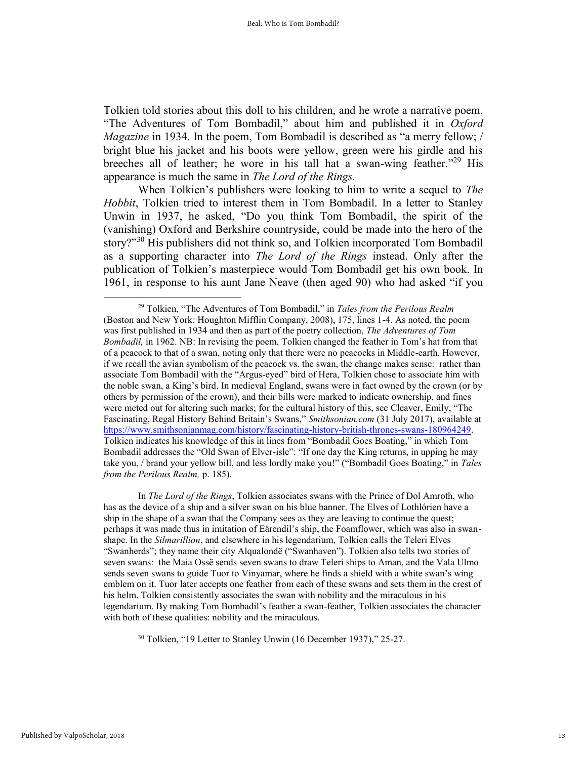Tolkien told stories about this doll to his children, and he wrote a narrative poem, "The Adventures of Tom Bombadil," about him and published it in *Oxford Magazine* in 1934. In the poem, Tom Bombadil is described as "a merry fellow; / bright blue his jacket and his boots were yellow, green were his girdle and his breeches all of leather; he wore in his tall hat a swan-wing feather."[29] His appearance is much the same in *The Lord of the Rings.*

When Tolkien's publishers were looking to him to write a sequel to *The Hobbit*, Tolkien tried to interest them in Tom Bombadil. In a letter to Stanley Unwin in 1937, he asked, "Do you think Tom Bombadil, the spirit of the (vanishing) Oxford and Berkshire countryside, could be made into the hero of the story?"[30] His publishers did not think so, and Tolkien incorporated Tom Bombadil as a supporting character into *The Lord of the Rings* instead. Only after the publication of Tolkien's masterpiece would Tom Bombadil get his own book. In 1961, in response to his aunt Jane Neave (then aged 90) who had asked "if you

---

[29] Tolkien, "The Adventures of Tom Bombadil," in *Tales from the Perilous Realm* (Boston and New York: Houghton Mifflin Company, 2008), 175, lines 1-4. As noted, the poem was first published in 1934 and then as part of the poetry collection, *The Adventures of Tom Bombadil,* in 1962. NB: In revising the poem, Tolkien changed the feather in Tom's hat from that of a peacock to that of a swan, noting only that there were no peacocks in Middle-earth. However, if we recall the avian symbolism of the peacock vs. the swan, the change makes sense: rather than associate Tom Bombadil with the "Argus-eyed" bird of Hera, Tolkien chose to associate him with the noble swan, a King's bird. In medieval England, swans were in fact owned by the crown (or by others by permission of the crown), and their bills were marked to indicate ownership, and fines were meted out for altering such marks; for the cultural history of this, see Cleaver, Emily, "The Fascinating, Regal History Behind Britain's Swans," *Smithsonian.com* (31 July 2017), available at https://www.smithsonianmag.com/history/fascinating-history-british-thrones-swans-180964249. Tolkien indicates his knowledge of this in lines from "Bombadil Goes Boating," in which Tom Bombadil addresses the "Old Swan of Elver-isle": "If one day the King returns, in upping he may take you, / brand your yellow bill, and less lordly make you!" ("Bombadil Goes Boating," in *Tales from the Perilous Realm,* p. 185).

In *The Lord of the Rings*, Tolkien associates swans with the Prince of Dol Amroth, who has as the device of a ship and a silver swan on his blue banner. The Elves of Lothlórien have a ship in the shape of a swan that the Company sees as they are leaving to continue the quest; perhaps it was made thus in imitation of Eärendil's ship, the Foamflower, which was also in swan-shape. In the *Silmarillion*, and elsewhere in his legendarium, Tolkien calls the Teleri Elves "Swanherds"; they name their city Alqualondë ("Swanhaven"). Tolkien also tells two stories of seven swans: the Maia Ossë sends seven swans to draw Teleri ships to Aman, and the Vala Ulmo sends seven swans to guide Tuor to Vinyamar, where he finds a shield with a white swan's wing emblem on it. Tuor later accepts one feather from each of these swans and sets them in the crest of his helm. Tolkien consistently associates the swan with nobility and the miraculous in his legendarium. By making Tom Bombadil's feather a swan-feather, Tolkien associates the character with both of these qualities: nobility and the miraculous.

[30] Tolkien, "19 Letter to Stanley Unwin (16 December 1937)," 25-27.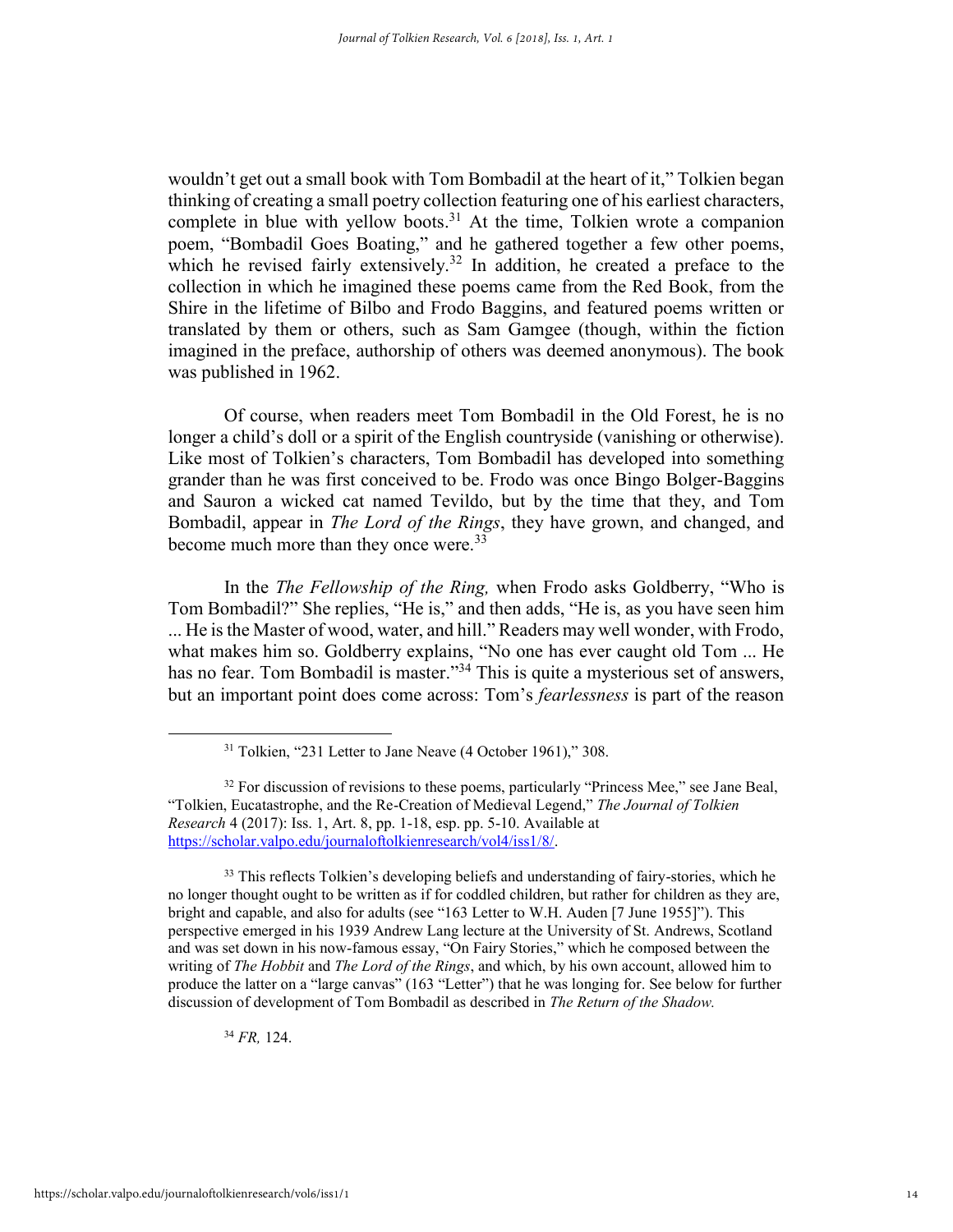wouldn't get out a small book with Tom Bombadil at the heart of it," Tolkien began thinking of creating a small poetry collection featuring one of his earliest characters, complete in blue with yellow boots.[31] At the time, Tolkien wrote a companion poem, "Bombadil Goes Boating," and he gathered together a few other poems, which he revised fairly extensively.[32] In addition, he created a preface to the collection in which he imagined these poems came from the Red Book, from the Shire in the lifetime of Bilbo and Frodo Baggins, and featured poems written or translated by them or others, such as Sam Gamgee (though, within the fiction imagined in the preface, authorship of others was deemed anonymous). The book was published in 1962.

Of course, when readers meet Tom Bombadil in the Old Forest, he is no longer a child's doll or a spirit of the English countryside (vanishing or otherwise). Like most of Tolkien's characters, Tom Bombadil has developed into something grander than he was first conceived to be. Frodo was once Bingo Bolger-Baggins and Sauron a wicked cat named Tevildo, but by the time that they, and Tom Bombadil, appear in *The Lord of the Rings*, they have grown, and changed, and become much more than they once were.[33]

In the *The Fellowship of the Ring,* when Frodo asks Goldberry, "Who is Tom Bombadil?" She replies, "He is," and then adds, "He is, as you have seen him ... He is the Master of wood, water, and hill." Readers may well wonder, with Frodo, what makes him so. Goldberry explains, "No one has ever caught old Tom ... He has no fear. Tom Bombadil is master."[34] This is quite a mysterious set of answers, but an important point does come across: Tom's *fearlessness* is part of the reason

---

[31] Tolkien, "231 Letter to Jane Neave (4 October 1961)," 308.

[32] For discussion of revisions to these poems, particularly "Princess Mee," see Jane Beal, "Tolkien, Eucatastrophe, and the Re-Creation of Medieval Legend," *The Journal of Tolkien Research* 4 (2017): Iss. 1, Art. 8, pp. 1-18, esp. pp. 5-10. Available at https://scholar.valpo.edu/journaloftolkienresearch/vol4/iss1/8/.

[33] This reflects Tolkien's developing beliefs and understanding of fairy-stories, which he no longer thought ought to be written as if for coddled children, but rather for children as they are, bright and capable, and also for adults (see "163 Letter to W.H. Auden [7 June 1955]"). This perspective emerged in his 1939 Andrew Lang lecture at the University of St. Andrews, Scotland and was set down in his now-famous essay, "On Fairy Stories," which he composed between the writing of *The Hobbit* and *The Lord of the Rings*, and which, by his own account, allowed him to produce the latter on a "large canvas" (163 "Letter") that he was longing for. See below for further discussion of development of Tom Bombadil as described in *The Return of the Shadow.*

[34] *FR,* 124.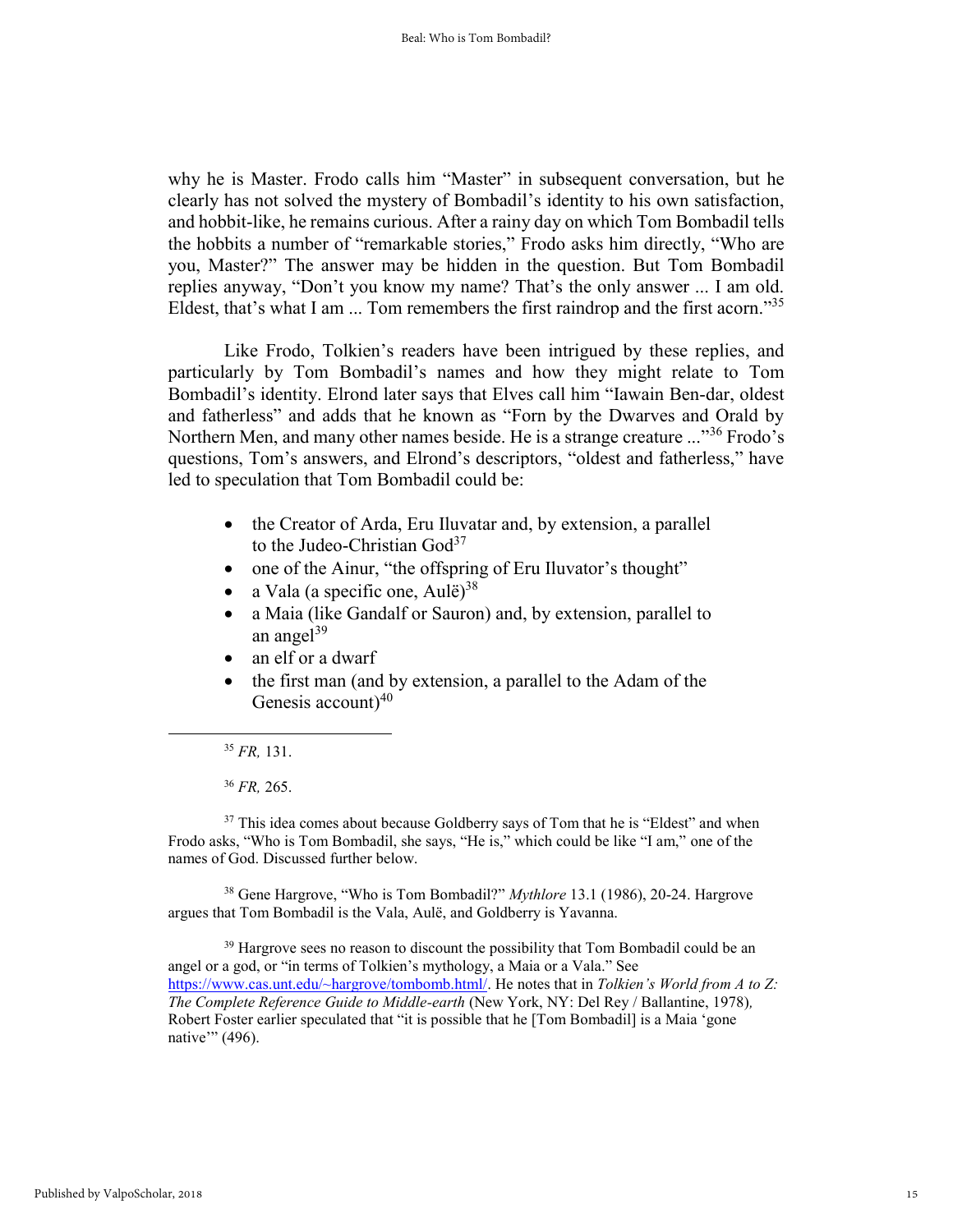why he is Master. Frodo calls him "Master" in subsequent conversation, but he clearly has not solved the mystery of Bombadil's identity to his own satisfaction, and hobbit-like, he remains curious. After a rainy day on which Tom Bombadil tells the hobbits a number of "remarkable stories," Frodo asks him directly, "Who are you, Master?" The answer may be hidden in the question. But Tom Bombadil replies anyway, "Don't you know my name? That's the only answer ... I am old. Eldest, that's what I am ... Tom remembers the first raindrop and the first acorn."[35]

Like Frodo, Tolkien's readers have been intrigued by these replies, and particularly by Tom Bombadil's names and how they might relate to Tom Bombadil's identity. Elrond later says that Elves call him "Iawain Ben-dar, oldest and fatherless" and adds that he known as "Forn by the Dwarves and Orald by Northern Men, and many other names beside. He is a strange creature ..."[36] Frodo's questions, Tom's answers, and Elrond's descriptors, "oldest and fatherless," have led to speculation that Tom Bombadil could be:

- the Creator of Arda, Eru Iluvatar and, by extension, a parallel to the Judeo-Christian God[37]
- one of the Ainur, "the offspring of Eru Iluvator's thought"
- a Vala (a specific one, Aulë)[38]
- a Maia (like Gandalf or Sauron) and, by extension, parallel to an angel[39]
- an elf or a dwarf
- the first man (and by extension, a parallel to the Adam of the Genesis account)[40]

---

[35] *FR,* 131.

[36] *FR,* 265.

[37] This idea comes about because Goldberry says of Tom that he is "Eldest" and when Frodo asks, "Who is Tom Bombadil, she says, "He is," which could be like "I am," one of the names of God. Discussed further below.

[38] Gene Hargrove, "Who is Tom Bombadil?" *Mythlore* 13.1 (1986), 20-24. Hargrove argues that Tom Bombadil is the Vala, Aulë, and Goldberry is Yavanna.

[39] Hargrove sees no reason to discount the possibility that Tom Bombadil could be an angel or a god, or "in terms of Tolkien's mythology, a Maia or a Vala." See https://www.cas.unt.edu/~hargrove/tombomb.html/. He notes that in *Tolkien's World from A to Z: The Complete Reference Guide to Middle-earth* (New York, NY: Del Rey / Ballantine, 1978), Robert Foster earlier speculated that "it is possible that he [Tom Bombadil] is a Maia 'gone native'" (496).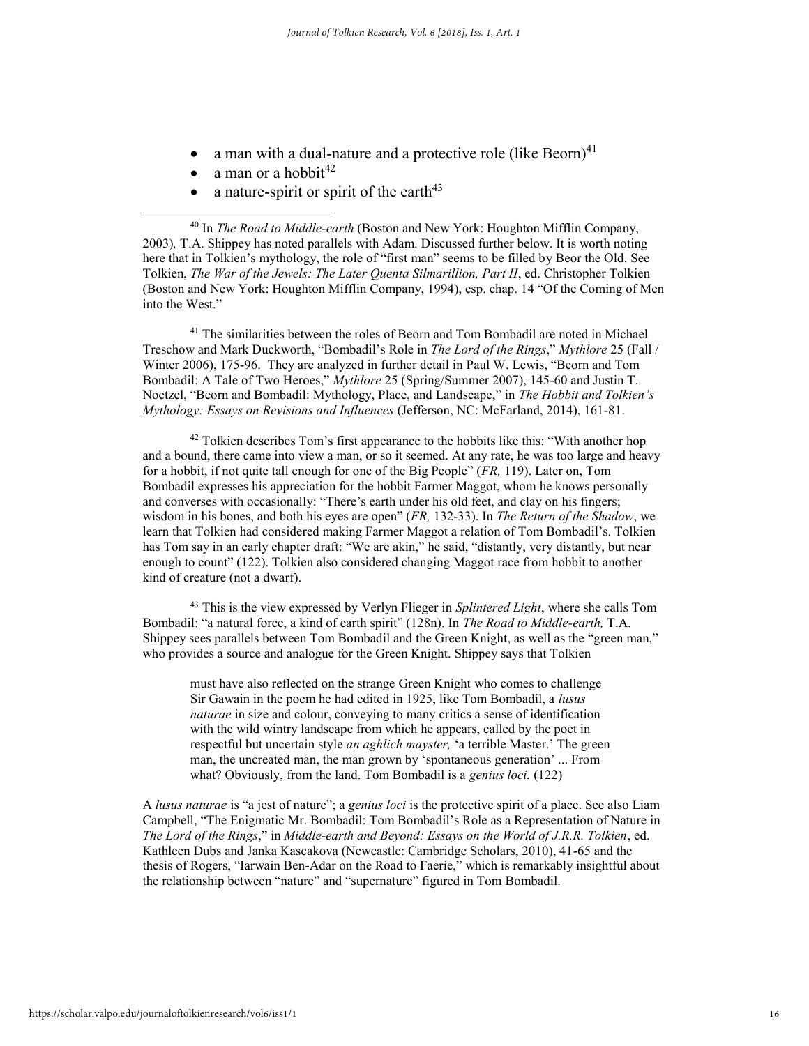- a man with a dual-nature and a protective role (like Beorn)[41]
- a man or a hobbit[42]
- a nature-spirit or spirit of the earth[43]

---

[40] In *The Road to Middle-earth* (Boston and New York: Houghton Mifflin Company, 2003)*,* T.A. Shippey has noted parallels with Adam. Discussed further below. It is worth noting here that in Tolkien's mythology, the role of "first man" seems to be filled by Beor the Old. See Tolkien, *The War of the Jewels: The Later Quenta Silmarillion, Part II*, ed. Christopher Tolkien (Boston and New York: Houghton Mifflin Company, 1994), esp. chap. 14 "Of the Coming of Men into the West."

[41] The similarities between the roles of Beorn and Tom Bombadil are noted in Michael Treschow and Mark Duckworth, "Bombadil's Role in *The Lord of the Rings*," *Mythlore* 25 (Fall / Winter 2006), 175-96. They are analyzed in further detail in Paul W. Lewis, "Beorn and Tom Bombadil: A Tale of Two Heroes," *Mythlore* 25 (Spring/Summer 2007), 145-60 and Justin T. Noetzel, "Beorn and Bombadil: Mythology, Place, and Landscape," in *The Hobbit and Tolkien's Mythology: Essays on Revisions and Influences* (Jefferson, NC: McFarland, 2014), 161-81.

[42] Tolkien describes Tom's first appearance to the hobbits like this: "With another hop and a bound, there came into view a man, or so it seemed. At any rate, he was too large and heavy for a hobbit, if not quite tall enough for one of the Big People" (*FR,* 119). Later on, Tom Bombadil expresses his appreciation for the hobbit Farmer Maggot, whom he knows personally and converses with occasionally: "There's earth under his old feet, and clay on his fingers; wisdom in his bones, and both his eyes are open" (*FR,* 132-33). In *The Return of the Shadow*, we learn that Tolkien had considered making Farmer Maggot a relation of Tom Bombadil's. Tolkien has Tom say in an early chapter draft: "We are akin," he said, "distantly, very distantly, but near enough to count" (122). Tolkien also considered changing Maggot race from hobbit to another kind of creature (not a dwarf).

[43] This is the view expressed by Verlyn Flieger in *Splintered Light*, where she calls Tom Bombadil: "a natural force, a kind of earth spirit" (128n). In *The Road to Middle-earth,* T.A. Shippey sees parallels between Tom Bombadil and the Green Knight, as well as the "green man," who provides a source and analogue for the Green Knight. Shippey says that Tolkien

> must have also reflected on the strange Green Knight who comes to challenge Sir Gawain in the poem he had edited in 1925, like Tom Bombadil, a *lusus naturae* in size and colour, conveying to many critics a sense of identification with the wild wintry landscape from which he appears, called by the poet in respectful but uncertain style *an aghlich mayster,* 'a terrible Master.' The green man, the uncreated man, the man grown by 'spontaneous generation' ... From what? Obviously, from the land. Tom Bombadil is a *genius loci.* (122)

A *lusus naturae* is "a jest of nature"; a *genius loci* is the protective spirit of a place. See also Liam Campbell, "The Enigmatic Mr. Bombadil: Tom Bombadil's Role as a Representation of Nature in *The Lord of the Rings*," in *Middle-earth and Beyond: Essays on the World of J.R.R. Tolkien*, ed. Kathleen Dubs and Janka Kascakova (Newcastle: Cambridge Scholars, 2010), 41-65 and the thesis of Rogers, "Iarwain Ben-Adar on the Road to Faerie," which is remarkably insightful about the relationship between "nature" and "supernature" figured in Tom Bombadil.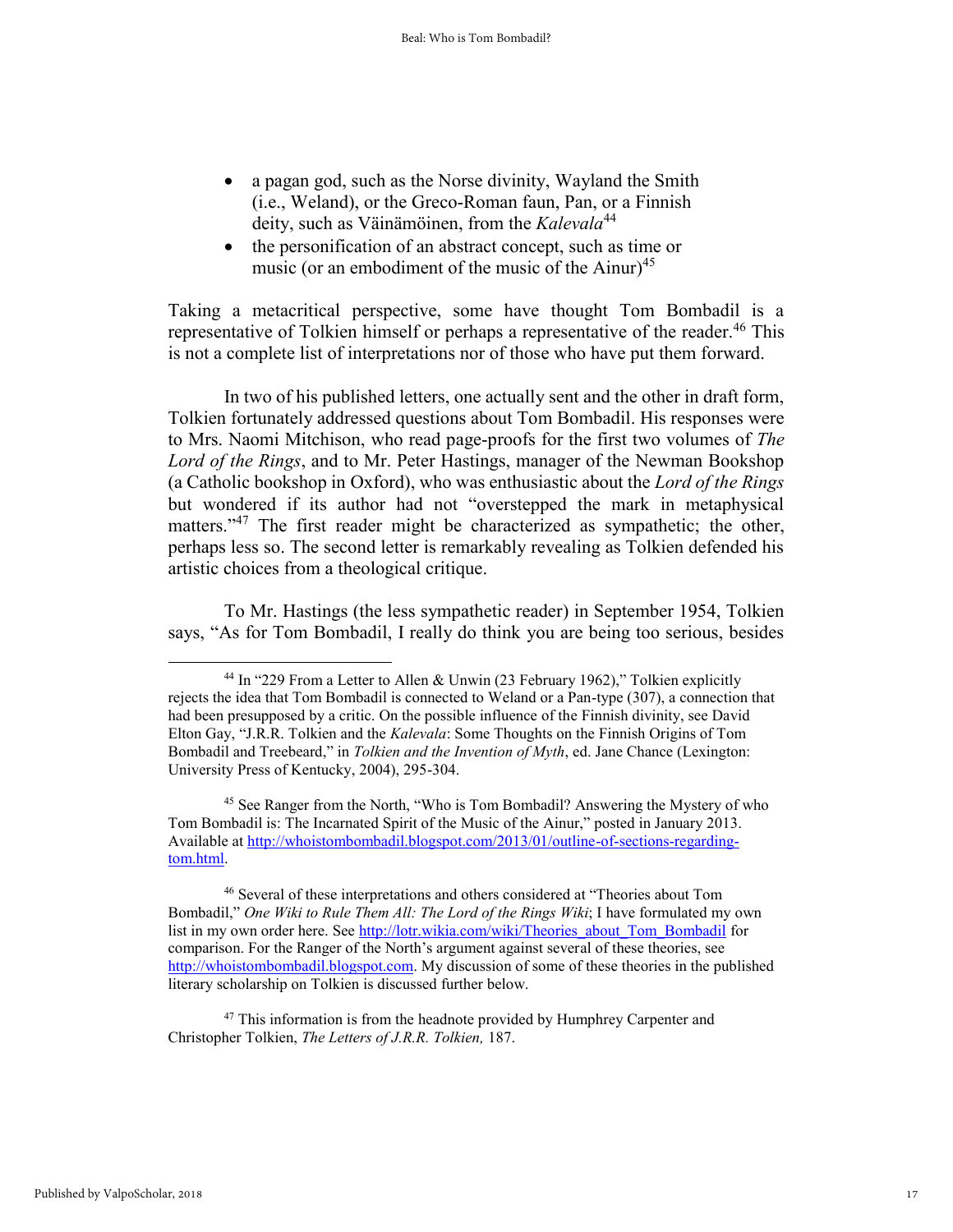- a pagan god, such as the Norse divinity, Wayland the Smith (i.e., Weland), or the Greco-Roman faun, Pan, or a Finnish deity, such as Väinämöinen, from the *Kalevala*[44]
- the personification of an abstract concept, such as time or music (or an embodiment of the music of the Ainur)[45]

Taking a metacritical perspective, some have thought Tom Bombadil is a representative of Tolkien himself or perhaps a representative of the reader.[46] This is not a complete list of interpretations nor of those who have put them forward.

In two of his published letters, one actually sent and the other in draft form, Tolkien fortunately addressed questions about Tom Bombadil. His responses were to Mrs. Naomi Mitchison, who read page-proofs for the first two volumes of *The Lord of the Rings*, and to Mr. Peter Hastings, manager of the Newman Bookshop (a Catholic bookshop in Oxford), who was enthusiastic about the *Lord of the Rings* but wondered if its author had not "overstepped the mark in metaphysical matters."[47] The first reader might be characterized as sympathetic; the other, perhaps less so. The second letter is remarkably revealing as Tolkien defended his artistic choices from a theological critique.

To Mr. Hastings (the less sympathetic reader) in September 1954, Tolkien says, "As for Tom Bombadil, I really do think you are being too serious, besides

---

[44] In "229 From a Letter to Allen & Unwin (23 February 1962)," Tolkien explicitly rejects the idea that Tom Bombadil is connected to Weland or a Pan-type (307), a connection that had been presupposed by a critic. On the possible influence of the Finnish divinity, see David Elton Gay, "J.R.R. Tolkien and the *Kalevala*: Some Thoughts on the Finnish Origins of Tom Bombadil and Treebeard," in *Tolkien and the Invention of Myth*, ed. Jane Chance (Lexington: University Press of Kentucky, 2004), 295-304.

[45] See Ranger from the North, "Who is Tom Bombadil? Answering the Mystery of who Tom Bombadil is: The Incarnated Spirit of the Music of the Ainur," posted in January 2013. Available at http://whoistombombadil.blogspot.com/2013/01/outline-of-sections-regarding-tom.html.

[46] Several of these interpretations and others considered at "Theories about Tom Bombadil," *One Wiki to Rule Them All: The Lord of the Rings Wiki*; I have formulated my own list in my own order here. See http://lotr.wikia.com/wiki/Theories_about_Tom_Bombadil for comparison. For the Ranger of the North's argument against several of these theories, see http://whoistombombadil.blogspot.com. My discussion of some of these theories in the published literary scholarship on Tolkien is discussed further below.

[47] This information is from the headnote provided by Humphrey Carpenter and Christopher Tolkien, *The Letters of J.R.R. Tolkien,* 187.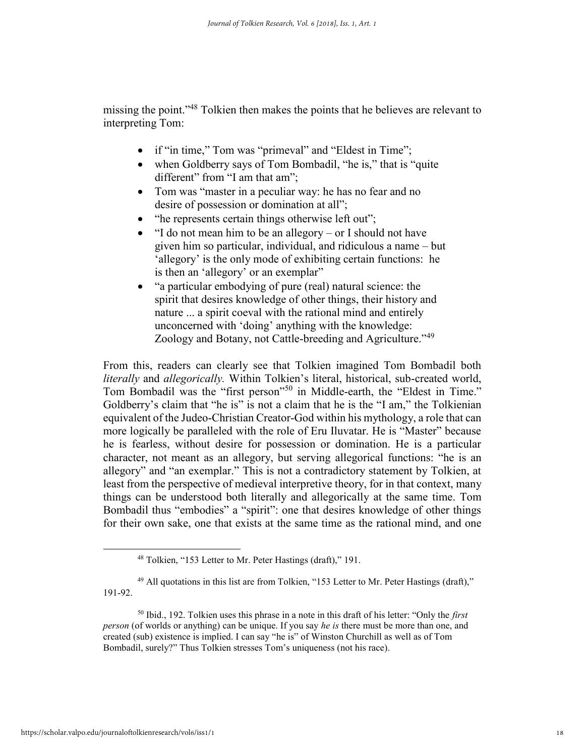missing the point."[48] Tolkien then makes the points that he believes are relevant to interpreting Tom:

- if "in time," Tom was "primeval" and "Eldest in Time";
- when Goldberry says of Tom Bombadil, "he is," that is "quite different" from "I am that am";
- Tom was "master in a peculiar way: he has no fear and no desire of possession or domination at all";
- "he represents certain things otherwise left out";
- "I do not mean him to be an allegory – or I should not have given him so particular, individual, and ridiculous a name – but 'allegory' is the only mode of exhibiting certain functions: he is then an 'allegory' or an exemplar"
- "a particular embodying of pure (real) natural science: the spirit that desires knowledge of other things, their history and nature ... a spirit coeval with the rational mind and entirely unconcerned with 'doing' anything with the knowledge: Zoology and Botany, not Cattle-breeding and Agriculture."[49]

From this, readers can clearly see that Tolkien imagined Tom Bombadil both *literally* and *allegorically.* Within Tolkien's literal, historical, sub-created world, Tom Bombadil was the "first person"[50] in Middle-earth, the "Eldest in Time." Goldberry's claim that "he is" is not a claim that he is the "I am," the Tolkienian equivalent of the Judeo-Christian Creator-God within his mythology, a role that can more logically be paralleled with the role of Eru Iluvatar. He is "Master" because he is fearless, without desire for possession or domination. He is a particular character, not meant as an allegory, but serving allegorical functions: "he is an allegory" and "an exemplar." This is not a contradictory statement by Tolkien, at least from the perspective of medieval interpretive theory, for in that context, many things can be understood both literally and allegorically at the same time. Tom Bombadil thus "embodies" a "spirit": one that desires knowledge of other things for their own sake, one that exists at the same time as the rational mind, and one

---

[48] Tolkien, "153 Letter to Mr. Peter Hastings (draft)," 191.

[49] All quotations in this list are from Tolkien, "153 Letter to Mr. Peter Hastings (draft)," 191-92.

[50] Ibid., 192. Tolkien uses this phrase in a note in this draft of his letter: "Only the *first person* (of worlds or anything) can be unique. If you say *he is* there must be more than one, and created (sub) existence is implied. I can say "he is" of Winston Churchill as well as of Tom Bombadil, surely?" Thus Tolkien stresses Tom's uniqueness (not his race).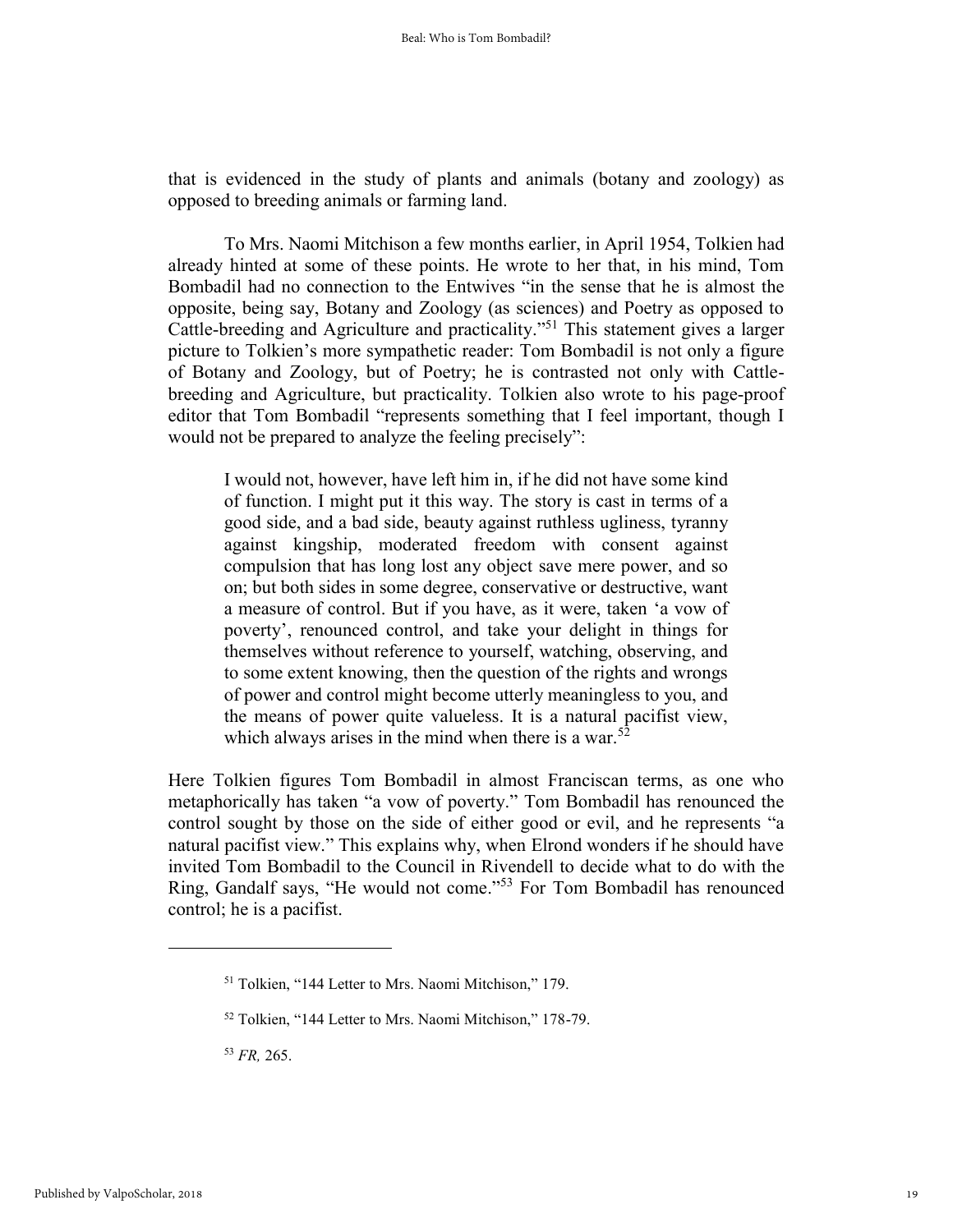that is evidenced in the study of plants and animals (botany and zoology) as opposed to breeding animals or farming land.

To Mrs. Naomi Mitchison a few months earlier, in April 1954, Tolkien had already hinted at some of these points. He wrote to her that, in his mind, Tom Bombadil had no connection to the Entwives "in the sense that he is almost the opposite, being say, Botany and Zoology (as sciences) and Poetry as opposed to Cattle-breeding and Agriculture and practicality."[51] This statement gives a larger picture to Tolkien's more sympathetic reader: Tom Bombadil is not only a figure of Botany and Zoology, but of Poetry; he is contrasted not only with Cattle-breeding and Agriculture, but practicality. Tolkien also wrote to his page-proof editor that Tom Bombadil "represents something that I feel important, though I would not be prepared to analyze the feeling precisely":

> I would not, however, have left him in, if he did not have some kind of function. I might put it this way. The story is cast in terms of a good side, and a bad side, beauty against ruthless ugliness, tyranny against kingship, moderated freedom with consent against compulsion that has long lost any object save mere power, and so on; but both sides in some degree, conservative or destructive, want a measure of control. But if you have, as it were, taken 'a vow of poverty', renounced control, and take your delight in things for themselves without reference to yourself, watching, observing, and to some extent knowing, then the question of the rights and wrongs of power and control might become utterly meaningless to you, and the means of power quite valueless. It is a natural pacifist view, which always arises in the mind when there is a war.[52]

Here Tolkien figures Tom Bombadil in almost Franciscan terms, as one who metaphorically has taken "a vow of poverty." Tom Bombadil has renounced the control sought by those on the side of either good or evil, and he represents "a natural pacifist view." This explains why, when Elrond wonders if he should have invited Tom Bombadil to the Council in Rivendell to decide what to do with the Ring, Gandalf says, "He would not come."[53] For Tom Bombadil has renounced control; he is a pacifist.

---

[51] Tolkien, "144 Letter to Mrs. Naomi Mitchison," 179.

[52] Tolkien, "144 Letter to Mrs. Naomi Mitchison," 178-79.

[53] *FR,* 265.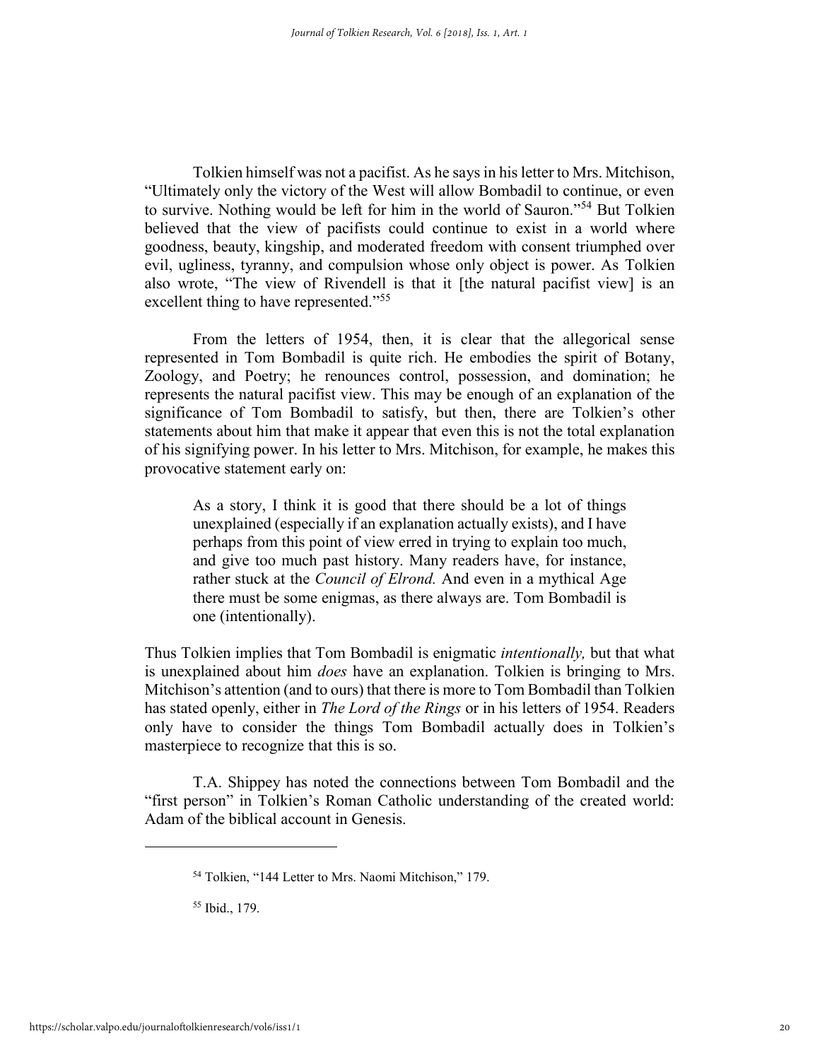Tolkien himself was not a pacifist. As he says in his letter to Mrs. Mitchison, "Ultimately only the victory of the West will allow Bombadil to continue, or even to survive. Nothing would be left for him in the world of Sauron."[54] But Tolkien believed that the view of pacifists could continue to exist in a world where goodness, beauty, kingship, and moderated freedom with consent triumphed over evil, ugliness, tyranny, and compulsion whose only object is power. As Tolkien also wrote, "The view of Rivendell is that it [the natural pacifist view] is an excellent thing to have represented."[55]

From the letters of 1954, then, it is clear that the allegorical sense represented in Tom Bombadil is quite rich. He embodies the spirit of Botany, Zoology, and Poetry; he renounces control, possession, and domination; he represents the natural pacifist view. This may be enough of an explanation of the significance of Tom Bombadil to satisfy, but then, there are Tolkien's other statements about him that make it appear that even this is not the total explanation of his signifying power. In his letter to Mrs. Mitchison, for example, he makes this provocative statement early on:

> As a story, I think it is good that there should be a lot of things unexplained (especially if an explanation actually exists), and I have perhaps from this point of view erred in trying to explain too much, and give too much past history. Many readers have, for instance, rather stuck at the *Council of Elrond.* And even in a mythical Age there must be some enigmas, as there always are. Tom Bombadil is one (intentionally).

Thus Tolkien implies that Tom Bombadil is enigmatic *intentionally,* but that what is unexplained about him *does* have an explanation. Tolkien is bringing to Mrs. Mitchison's attention (and to ours) that there is more to Tom Bombadil than Tolkien has stated openly, either in *The Lord of the Rings* or in his letters of 1954. Readers only have to consider the things Tom Bombadil actually does in Tolkien's masterpiece to recognize that this is so.

T.A. Shippey has noted the connections between Tom Bombadil and the "first person" in Tolkien's Roman Catholic understanding of the created world: Adam of the biblical account in Genesis.

---

[54] Tolkien, "144 Letter to Mrs. Naomi Mitchison," 179.

[55] Ibid., 179.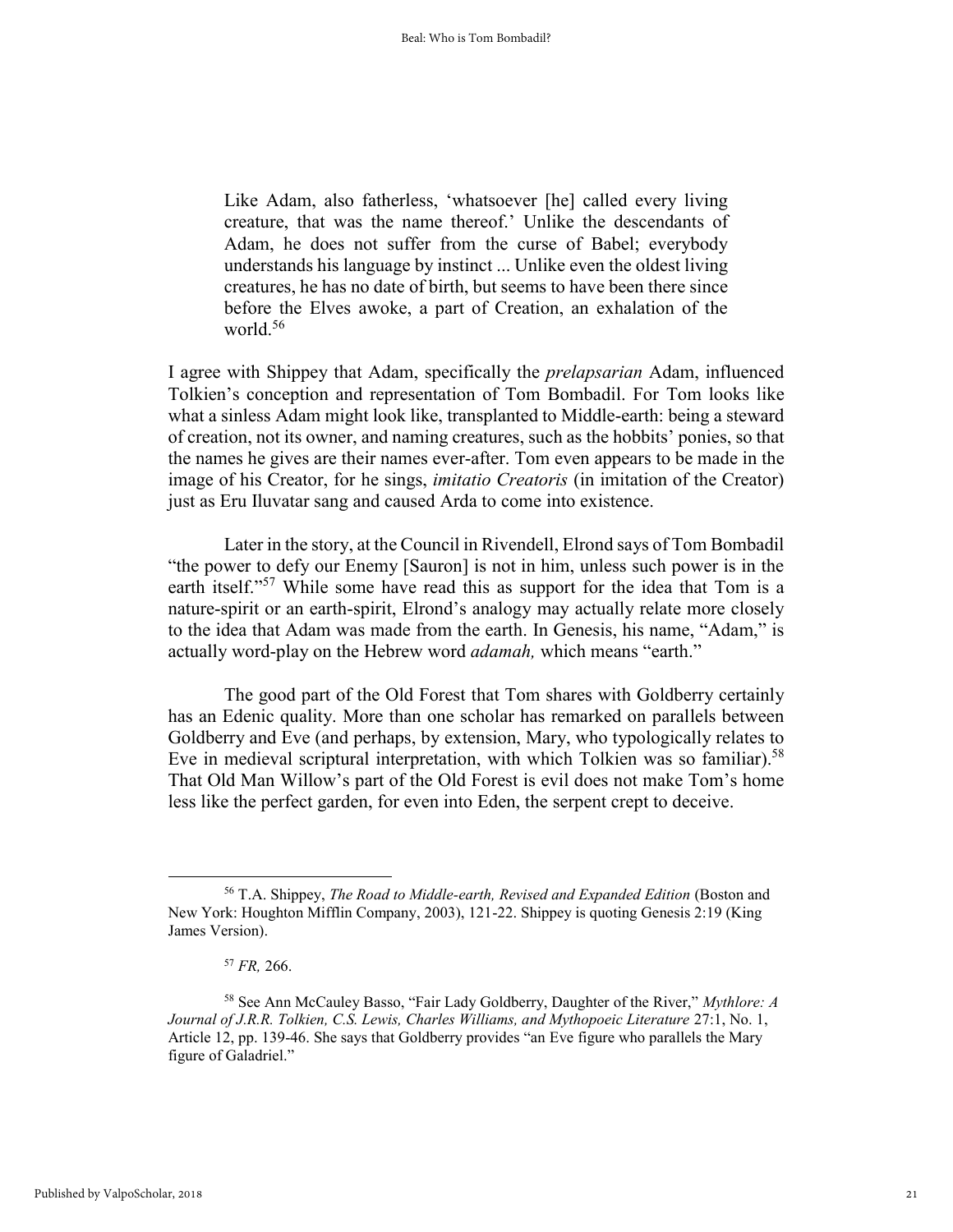> Like Adam, also fatherless, 'whatsoever [he] called every living creature, that was the name thereof.' Unlike the descendants of Adam, he does not suffer from the curse of Babel; everybody understands his language by instinct ... Unlike even the oldest living creatures, he has no date of birth, but seems to have been there since before the Elves awoke, a part of Creation, an exhalation of the world.[56]

I agree with Shippey that Adam, specifically the *prelapsarian* Adam, influenced Tolkien's conception and representation of Tom Bombadil. For Tom looks like what a sinless Adam might look like, transplanted to Middle-earth: being a steward of creation, not its owner, and naming creatures, such as the hobbits' ponies, so that the names he gives are their names ever-after. Tom even appears to be made in the image of his Creator, for he sings, *imitatio Creatoris* (in imitation of the Creator) just as Eru Iluvatar sang and caused Arda to come into existence.

Later in the story, at the Council in Rivendell, Elrond says of Tom Bombadil "the power to defy our Enemy [Sauron] is not in him, unless such power is in the earth itself."[57] While some have read this as support for the idea that Tom is a nature-spirit or an earth-spirit, Elrond's analogy may actually relate more closely to the idea that Adam was made from the earth. In Genesis, his name, "Adam," is actually word-play on the Hebrew word *adamah,* which means "earth."

The good part of the Old Forest that Tom shares with Goldberry certainly has an Edenic quality. More than one scholar has remarked on parallels between Goldberry and Eve (and perhaps, by extension, Mary, who typologically relates to Eve in medieval scriptural interpretation, with which Tolkien was so familiar).[58] That Old Man Willow's part of the Old Forest is evil does not make Tom's home less like the perfect garden, for even into Eden, the serpent crept to deceive.

---

[56] T.A. Shippey, *The Road to Middle-earth, Revised and Expanded Edition* (Boston and New York: Houghton Mifflin Company, 2003), 121-22. Shippey is quoting Genesis 2:19 (King James Version).

[57] *FR,* 266.

[58] See Ann McCauley Basso, "Fair Lady Goldberry, Daughter of the River," *Mythlore: A Journal of J.R.R. Tolkien, C.S. Lewis, Charles Williams, and Mythopoeic Literature* 27:1, No. 1, Article 12, pp. 139-46. She says that Goldberry provides "an Eve figure who parallels the Mary figure of Galadriel."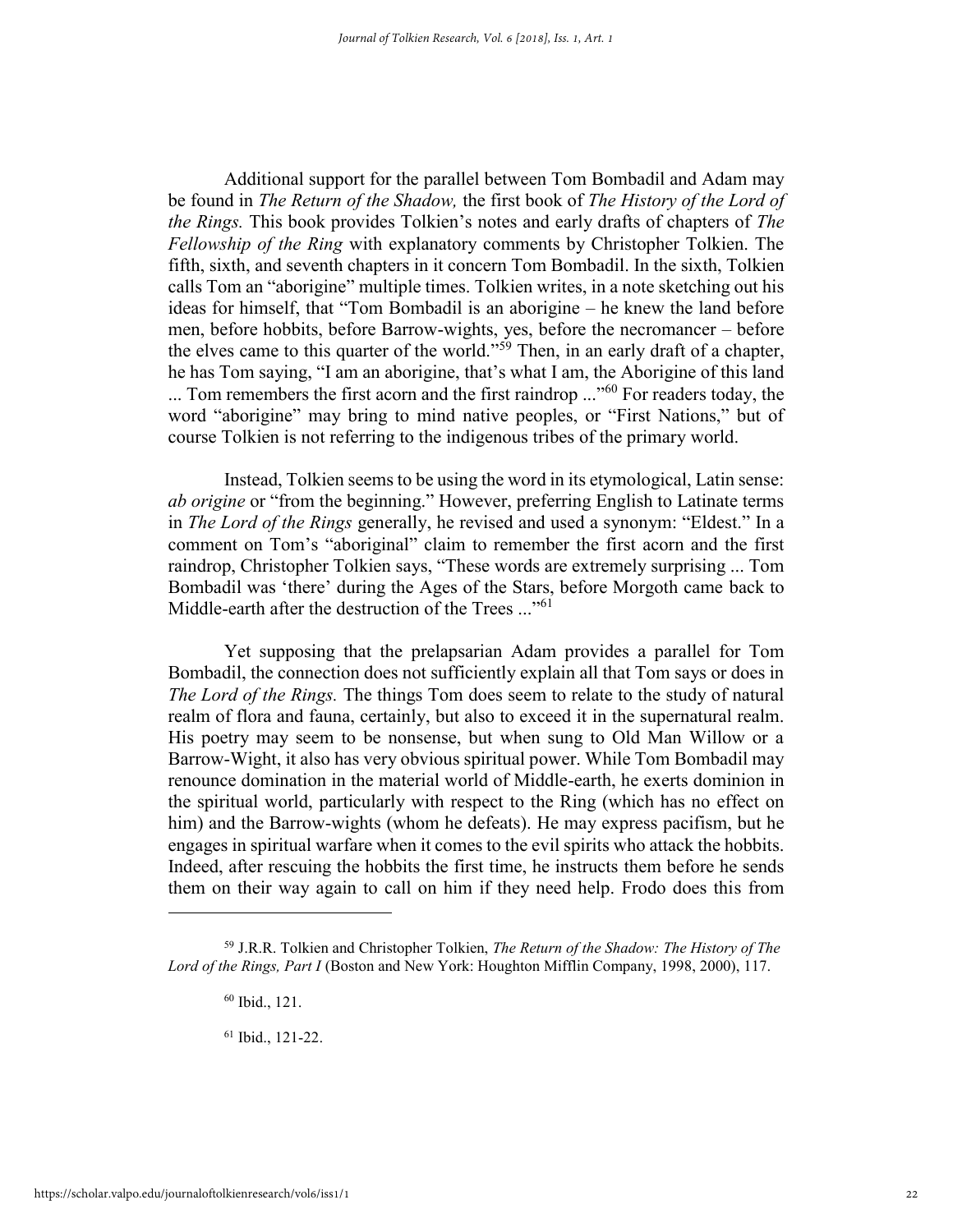Additional support for the parallel between Tom Bombadil and Adam may be found in *The Return of the Shadow,* the first book of *The History of the Lord of the Rings.* This book provides Tolkien's notes and early drafts of chapters of *The Fellowship of the Ring* with explanatory comments by Christopher Tolkien. The fifth, sixth, and seventh chapters in it concern Tom Bombadil. In the sixth, Tolkien calls Tom an "aborigine" multiple times. Tolkien writes, in a note sketching out his ideas for himself, that "Tom Bombadil is an aborigine – he knew the land before men, before hobbits, before Barrow-wights, yes, before the necromancer – before the elves came to this quarter of the world."[59] Then, in an early draft of a chapter, he has Tom saying, "I am an aborigine, that's what I am, the Aborigine of this land ... Tom remembers the first acorn and the first raindrop ..."[60] For readers today, the word "aborigine" may bring to mind native peoples, or "First Nations," but of course Tolkien is not referring to the indigenous tribes of the primary world.

Instead, Tolkien seems to be using the word in its etymological, Latin sense: *ab origine* or "from the beginning." However, preferring English to Latinate terms in *The Lord of the Rings* generally, he revised and used a synonym: "Eldest." In a comment on Tom's "aboriginal" claim to remember the first acorn and the first raindrop, Christopher Tolkien says, "These words are extremely surprising ... Tom Bombadil was 'there' during the Ages of the Stars, before Morgoth came back to Middle-earth after the destruction of the Trees ..."[61]

Yet supposing that the prelapsarian Adam provides a parallel for Tom Bombadil, the connection does not sufficiently explain all that Tom says or does in *The Lord of the Rings.* The things Tom does seem to relate to the study of natural realm of flora and fauna, certainly, but also to exceed it in the supernatural realm. His poetry may seem to be nonsense, but when sung to Old Man Willow or a Barrow-Wight, it also has very obvious spiritual power. While Tom Bombadil may renounce domination in the material world of Middle-earth, he exerts dominion in the spiritual world, particularly with respect to the Ring (which has no effect on him) and the Barrow-wights (whom he defeats). He may express pacifism, but he engages in spiritual warfare when it comes to the evil spirits who attack the hobbits. Indeed, after rescuing the hobbits the first time, he instructs them before he sends them on their way again to call on him if they need help. Frodo does this from

---

[59] J.R.R. Tolkien and Christopher Tolkien, *The Return of the Shadow: The History of The Lord of the Rings, Part I* (Boston and New York: Houghton Mifflin Company, 1998, 2000), 117.

[60] Ibid., 121.

[61] Ibid., 121-22.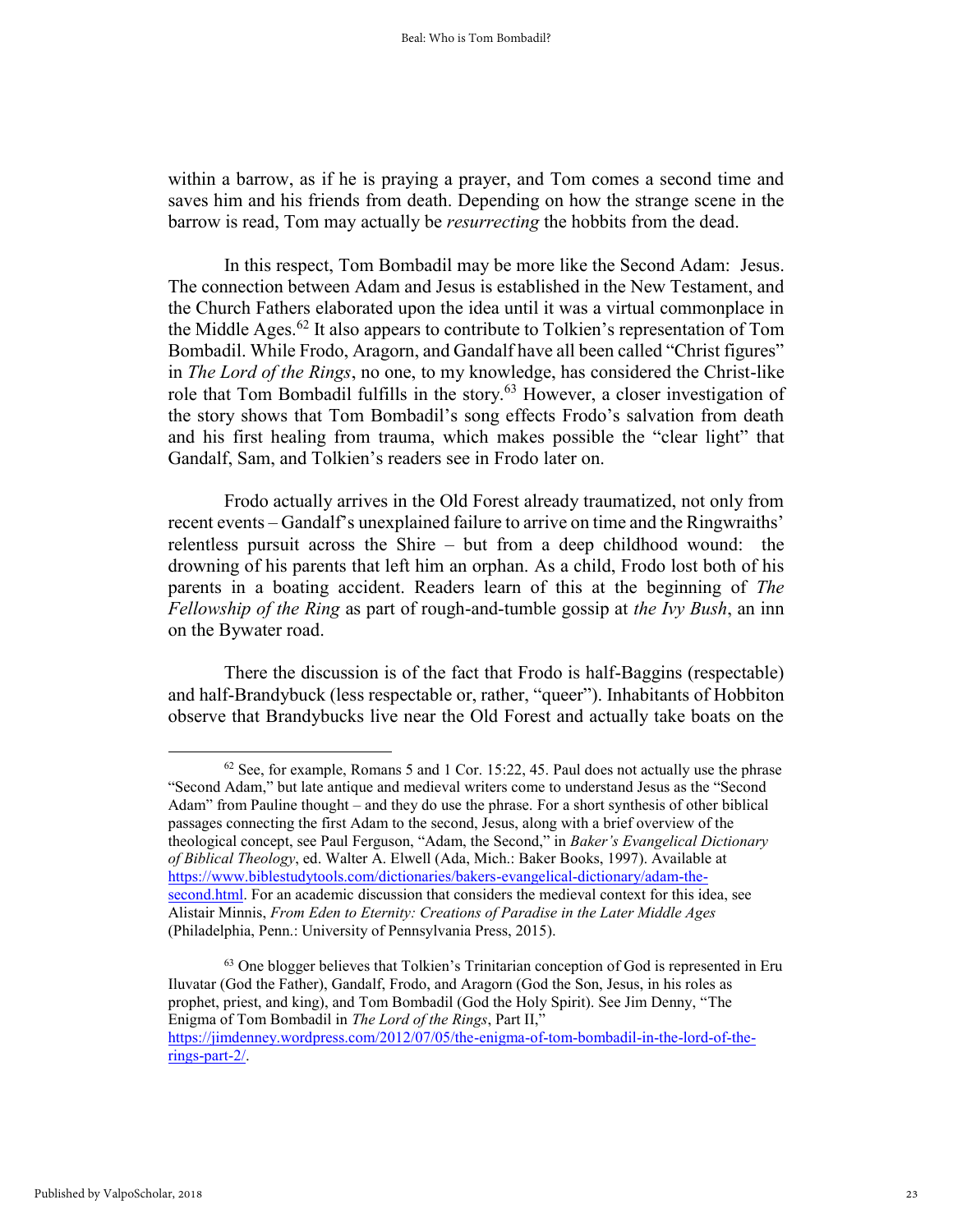within a barrow, as if he is praying a prayer, and Tom comes a second time and saves him and his friends from death. Depending on how the strange scene in the barrow is read, Tom may actually be *resurrecting* the hobbits from the dead.

In this respect, Tom Bombadil may be more like the Second Adam: Jesus. The connection between Adam and Jesus is established in the New Testament, and the Church Fathers elaborated upon the idea until it was a virtual commonplace in the Middle Ages.[62] It also appears to contribute to Tolkien's representation of Tom Bombadil. While Frodo, Aragorn, and Gandalf have all been called "Christ figures" in *The Lord of the Rings*, no one, to my knowledge, has considered the Christ-like role that Tom Bombadil fulfills in the story.[63] However, a closer investigation of the story shows that Tom Bombadil's song effects Frodo's salvation from death and his first healing from trauma, which makes possible the "clear light" that Gandalf, Sam, and Tolkien's readers see in Frodo later on.

Frodo actually arrives in the Old Forest already traumatized, not only from recent events – Gandalf's unexplained failure to arrive on time and the Ringwraiths' relentless pursuit across the Shire – but from a deep childhood wound: the drowning of his parents that left him an orphan. As a child, Frodo lost both of his parents in a boating accident. Readers learn of this at the beginning of *The Fellowship of the Ring* as part of rough-and-tumble gossip at *the Ivy Bush*, an inn on the Bywater road.

There the discussion is of the fact that Frodo is half-Baggins (respectable) and half-Brandybuck (less respectable or, rather, "queer"). Inhabitants of Hobbiton observe that Brandybucks live near the Old Forest and actually take boats on the

---

[62] See, for example, Romans 5 and 1 Cor. 15:22, 45. Paul does not actually use the phrase "Second Adam," but late antique and medieval writers come to understand Jesus as the "Second Adam" from Pauline thought – and they do use the phrase. For a short synthesis of other biblical passages connecting the first Adam to the second, Jesus, along with a brief overview of the theological concept, see Paul Ferguson, "Adam, the Second," in *Baker's Evangelical Dictionary of Biblical Theology*, ed. Walter A. Elwell (Ada, Mich.: Baker Books, 1997). Available at https://www.biblestudytools.com/dictionaries/bakers-evangelical-dictionary/adam-the-second.html. For an academic discussion that considers the medieval context for this idea, see Alistair Minnis, *From Eden to Eternity: Creations of Paradise in the Later Middle Ages* (Philadelphia, Penn.: University of Pennsylvania Press, 2015).

[63] One blogger believes that Tolkien's Trinitarian conception of God is represented in Eru Iluvatar (God the Father), Gandalf, Frodo, and Aragorn (God the Son, Jesus, in his roles as prophet, priest, and king), and Tom Bombadil (God the Holy Spirit). See Jim Denny, "The Enigma of Tom Bombadil in *The Lord of the Rings*, Part II," https://jimdenney.wordpress.com/2012/07/05/the-enigma-of-tom-bombadil-in-the-lord-of-the-rings-part-2/.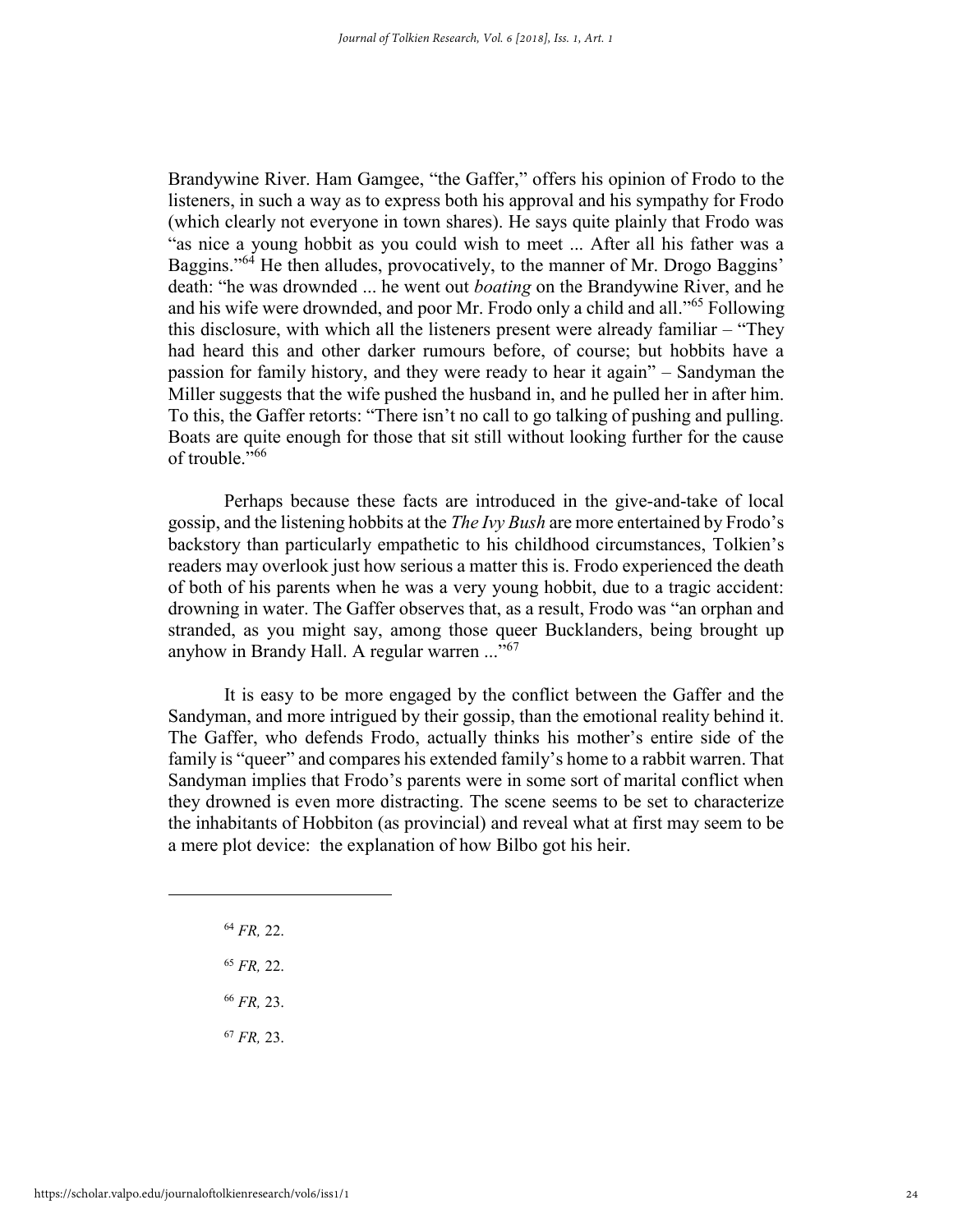Brandywine River. Ham Gamgee, "the Gaffer," offers his opinion of Frodo to the listeners, in such a way as to express both his approval and his sympathy for Frodo (which clearly not everyone in town shares). He says quite plainly that Frodo was "as nice a young hobbit as you could wish to meet ... After all his father was a Baggins."[64] He then alludes, provocatively, to the manner of Mr. Drogo Baggins' death: "he was drownded ... he went out *boating* on the Brandywine River, and he and his wife were drownded, and poor Mr. Frodo only a child and all."[65] Following this disclosure, with which all the listeners present were already familiar – "They had heard this and other darker rumours before, of course; but hobbits have a passion for family history, and they were ready to hear it again" – Sandyman the Miller suggests that the wife pushed the husband in, and he pulled her in after him. To this, the Gaffer retorts: "There isn't no call to go talking of pushing and pulling. Boats are quite enough for those that sit still without looking further for the cause of trouble."[66]

Perhaps because these facts are introduced in the give-and-take of local gossip, and the listening hobbits at the *The Ivy Bush* are more entertained by Frodo's backstory than particularly empathetic to his childhood circumstances, Tolkien's readers may overlook just how serious a matter this is. Frodo experienced the death of both of his parents when he was a very young hobbit, due to a tragic accident: drowning in water. The Gaffer observes that, as a result, Frodo was "an orphan and stranded, as you might say, among those queer Bucklanders, being brought up anyhow in Brandy Hall. A regular warren ..."[67]

It is easy to be more engaged by the conflict between the Gaffer and the Sandyman, and more intrigued by their gossip, than the emotional reality behind it. The Gaffer, who defends Frodo, actually thinks his mother's entire side of the family is "queer" and compares his extended family's home to a rabbit warren. That Sandyman implies that Frodo's parents were in some sort of marital conflict when they drowned is even more distracting. The scene seems to be set to characterize the inhabitants of Hobbiton (as provincial) and reveal what at first may seem to be a mere plot device: the explanation of how Bilbo got his heir.

---

[64] *FR,* 22.

[65] *FR,* 22.

[66] *FR,* 23.

[67] *FR,* 23.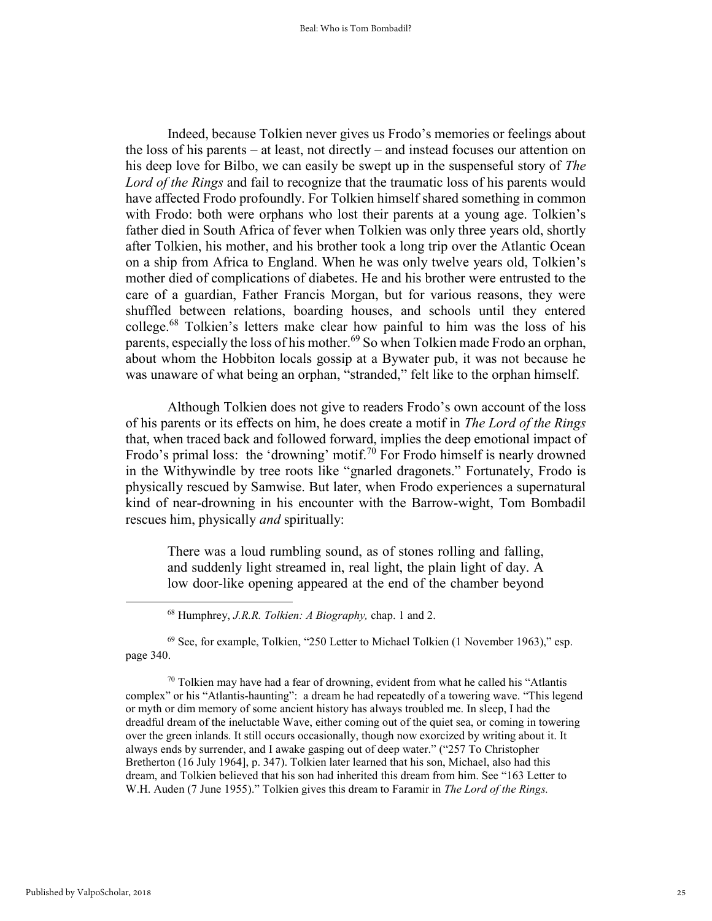Indeed, because Tolkien never gives us Frodo's memories or feelings about the loss of his parents – at least, not directly – and instead focuses our attention on his deep love for Bilbo, we can easily be swept up in the suspenseful story of *The Lord of the Rings* and fail to recognize that the traumatic loss of his parents would have affected Frodo profoundly. For Tolkien himself shared something in common with Frodo: both were orphans who lost their parents at a young age. Tolkien's father died in South Africa of fever when Tolkien was only three years old, shortly after Tolkien, his mother, and his brother took a long trip over the Atlantic Ocean on a ship from Africa to England. When he was only twelve years old, Tolkien's mother died of complications of diabetes. He and his brother were entrusted to the care of a guardian, Father Francis Morgan, but for various reasons, they were shuffled between relations, boarding houses, and schools until they entered college.[68] Tolkien's letters make clear how painful to him was the loss of his parents, especially the loss of his mother.[69] So when Tolkien made Frodo an orphan, about whom the Hobbiton locals gossip at a Bywater pub, it was not because he was unaware of what being an orphan, "stranded," felt like to the orphan himself.

Although Tolkien does not give to readers Frodo's own account of the loss of his parents or its effects on him, he does create a motif in *The Lord of the Rings* that, when traced back and followed forward, implies the deep emotional impact of Frodo's primal loss: the 'drowning' motif.[70] For Frodo himself is nearly drowned in the Withywindle by tree roots like "gnarled dragonets." Fortunately, Frodo is physically rescued by Samwise. But later, when Frodo experiences a supernatural kind of near-drowning in his encounter with the Barrow-wight, Tom Bombadil rescues him, physically *and* spiritually:

> There was a loud rumbling sound, as of stones rolling and falling, and suddenly light streamed in, real light, the plain light of day. A low door-like opening appeared at the end of the chamber beyond

---

[68] Humphrey, *J.R.R. Tolkien: A Biography,* chap. 1 and 2.

[69] See, for example, Tolkien, "250 Letter to Michael Tolkien (1 November 1963)," esp. page 340.

[70] Tolkien may have had a fear of drowning, evident from what he called his "Atlantis complex" or his "Atlantis-haunting": a dream he had repeatedly of a towering wave. "This legend or myth or dim memory of some ancient history has always troubled me. In sleep, I had the dreadful dream of the ineluctable Wave, either coming out of the quiet sea, or coming in towering over the green inlands. It still occurs occasionally, though now exorcized by writing about it. It always ends by surrender, and I awake gasping out of deep water." ("257 To Christopher Bretherton (16 July 1964], p. 347). Tolkien later learned that his son, Michael, also had this dream, and Tolkien believed that his son had inherited this dream from him. See "163 Letter to W.H. Auden (7 June 1955)." Tolkien gives this dream to Faramir in *The Lord of the Rings.*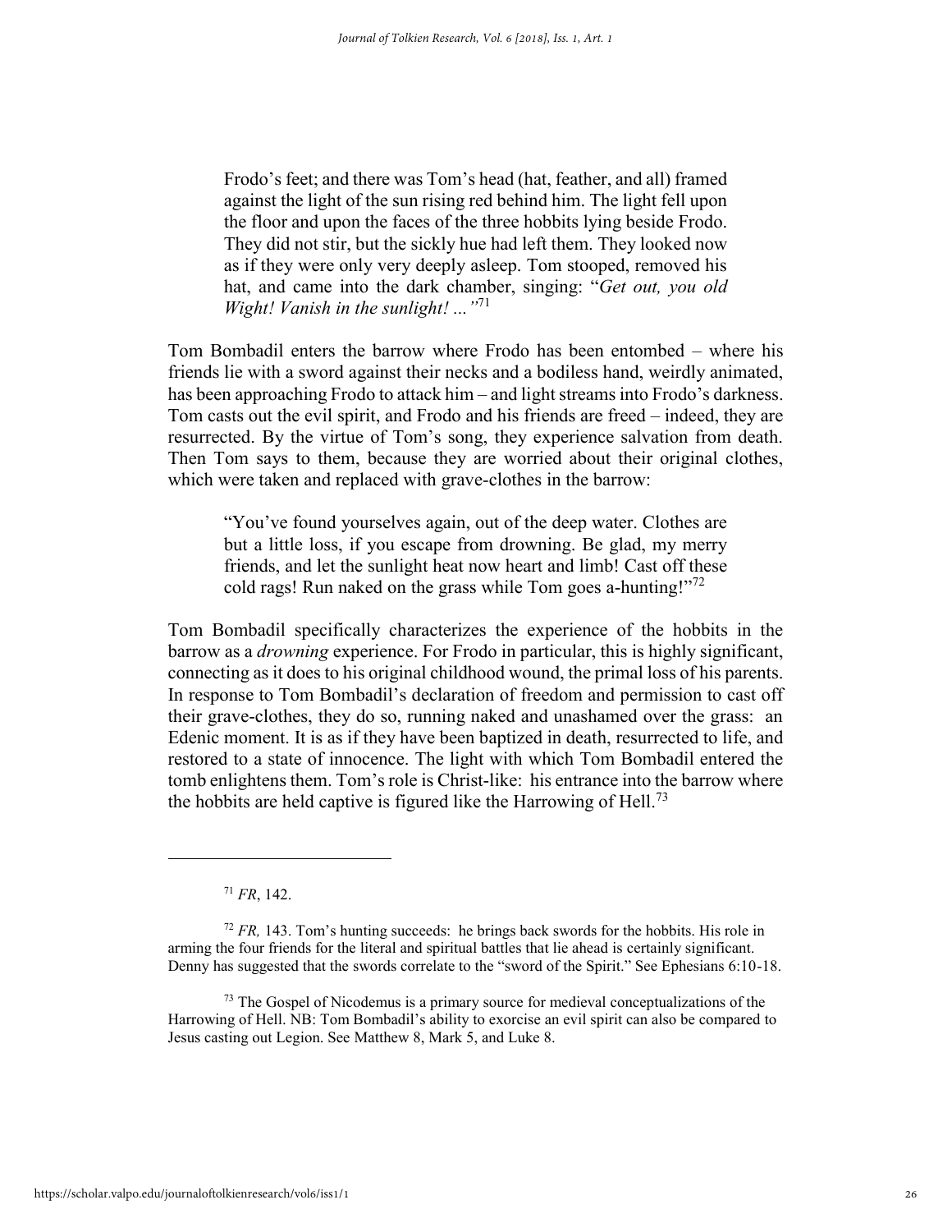> Frodo's feet; and there was Tom's head (hat, feather, and all) framed against the light of the sun rising red behind him. The light fell upon the floor and upon the faces of the three hobbits lying beside Frodo. They did not stir, but the sickly hue had left them. They looked now as if they were only very deeply asleep. Tom stooped, removed his hat, and came into the dark chamber, singing: "*Get out, you old Wight! Vanish in the sunlight! ...*"[71]

Tom Bombadil enters the barrow where Frodo has been entombed – where his friends lie with a sword against their necks and a bodiless hand, weirdly animated, has been approaching Frodo to attack him – and light streams into Frodo's darkness. Tom casts out the evil spirit, and Frodo and his friends are freed – indeed, they are resurrected. By the virtue of Tom's song, they experience salvation from death. Then Tom says to them, because they are worried about their original clothes, which were taken and replaced with grave-clothes in the barrow:

> "You've found yourselves again, out of the deep water. Clothes are but a little loss, if you escape from drowning. Be glad, my merry friends, and let the sunlight heat now heart and limb! Cast off these cold rags! Run naked on the grass while Tom goes a-hunting!"[72]

Tom Bombadil specifically characterizes the experience of the hobbits in the barrow as a *drowning* experience. For Frodo in particular, this is highly significant, connecting as it does to his original childhood wound, the primal loss of his parents. In response to Tom Bombadil's declaration of freedom and permission to cast off their grave-clothes, they do so, running naked and unashamed over the grass: an Edenic moment. It is as if they have been baptized in death, resurrected to life, and restored to a state of innocence. The light with which Tom Bombadil entered the tomb enlightens them. Tom's role is Christ-like: his entrance into the barrow where the hobbits are held captive is figured like the Harrowing of Hell.[73]

---

[71] *FR*, 142.

[72] *FR,* 143. Tom's hunting succeeds: he brings back swords for the hobbits. His role in arming the four friends for the literal and spiritual battles that lie ahead is certainly significant. Denny has suggested that the swords correlate to the "sword of the Spirit." See Ephesians 6:10-18.

[73] The Gospel of Nicodemus is a primary source for medieval conceptualizations of the Harrowing of Hell. NB: Tom Bombadil's ability to exorcise an evil spirit can also be compared to Jesus casting out Legion. See Matthew 8, Mark 5, and Luke 8.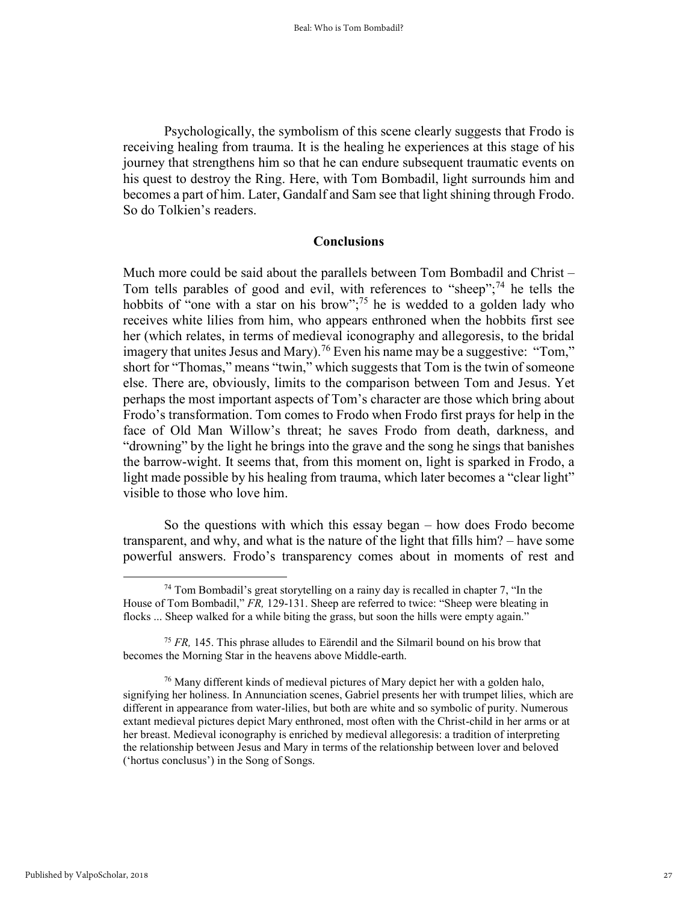Psychologically, the symbolism of this scene clearly suggests that Frodo is receiving healing from trauma. It is the healing he experiences at this stage of his journey that strengthens him so that he can endure subsequent traumatic events on his quest to destroy the Ring. Here, with Tom Bombadil, light surrounds him and becomes a part of him. Later, Gandalf and Sam see that light shining through Frodo. So do Tolkien's readers.

## Conclusions

Much more could be said about the parallels between Tom Bombadil and Christ – Tom tells parables of good and evil, with references to "sheep";[74] he tells the hobbits of "one with a star on his brow";[75] he is wedded to a golden lady who receives white lilies from him, who appears enthroned when the hobbits first see her (which relates, in terms of medieval iconography and allegoresis, to the bridal imagery that unites Jesus and Mary).[76] Even his name may be a suggestive: "Tom," short for "Thomas," means "twin," which suggests that Tom is the twin of someone else. There are, obviously, limits to the comparison between Tom and Jesus. Yet perhaps the most important aspects of Tom's character are those which bring about Frodo's transformation. Tom comes to Frodo when Frodo first prays for help in the face of Old Man Willow's threat; he saves Frodo from death, darkness, and "drowning" by the light he brings into the grave and the song he sings that banishes the barrow-wight. It seems that, from this moment on, light is sparked in Frodo, a light made possible by his healing from trauma, which later becomes a "clear light" visible to those who love him.

So the questions with which this essay began – how does Frodo become transparent, and why, and what is the nature of the light that fills him? – have some powerful answers. Frodo's transparency comes about in moments of rest and

---

[74] Tom Bombadil's great storytelling on a rainy day is recalled in chapter 7, "In the House of Tom Bombadil," *FR,* 129-131. Sheep are referred to twice: "Sheep were bleating in flocks ... Sheep walked for a while biting the grass, but soon the hills were empty again."

[75] *FR,* 145. This phrase alludes to Eärendil and the Silmaril bound on his brow that becomes the Morning Star in the heavens above Middle-earth.

[76] Many different kinds of medieval pictures of Mary depict her with a golden halo, signifying her holiness. In Annunciation scenes, Gabriel presents her with trumpet lilies, which are different in appearance from water-lilies, but both are white and so symbolic of purity. Numerous extant medieval pictures depict Mary enthroned, most often with the Christ-child in her arms or at her breast. Medieval iconography is enriched by medieval allegoresis: a tradition of interpreting the relationship between Jesus and Mary in terms of the relationship between lover and beloved ('hortus conclusus') in the Song of Songs.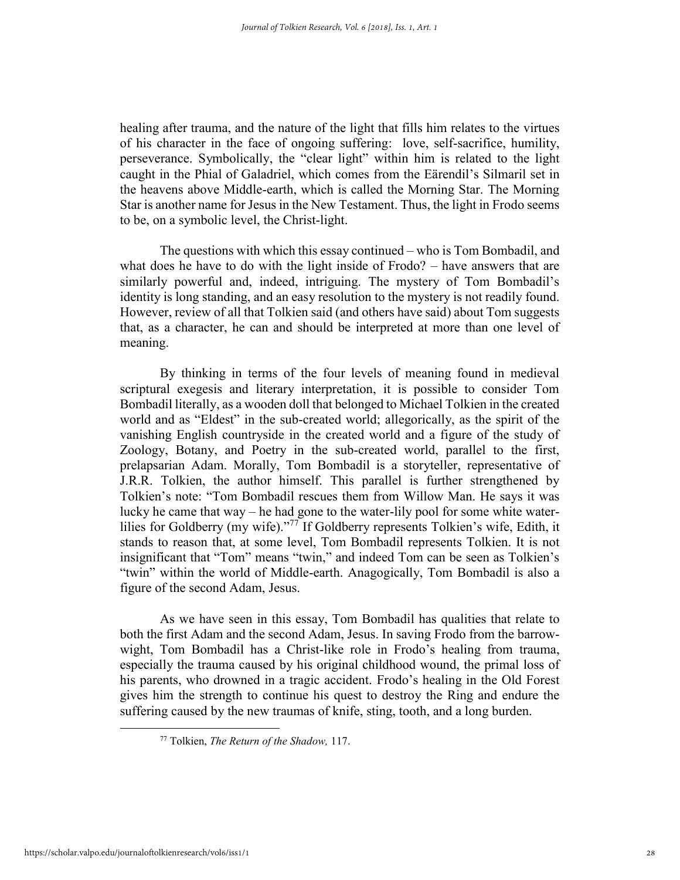healing after trauma, and the nature of the light that fills him relates to the virtues of his character in the face of ongoing suffering: love, self-sacrifice, humility, perseverance. Symbolically, the "clear light" within him is related to the light caught in the Phial of Galadriel, which comes from the Eärendil's Silmaril set in the heavens above Middle-earth, which is called the Morning Star. The Morning Star is another name for Jesus in the New Testament. Thus, the light in Frodo seems to be, on a symbolic level, the Christ-light.

The questions with which this essay continued – who is Tom Bombadil, and what does he have to do with the light inside of Frodo? – have answers that are similarly powerful and, indeed, intriguing. The mystery of Tom Bombadil's identity is long standing, and an easy resolution to the mystery is not readily found. However, review of all that Tolkien said (and others have said) about Tom suggests that, as a character, he can and should be interpreted at more than one level of meaning.

By thinking in terms of the four levels of meaning found in medieval scriptural exegesis and literary interpretation, it is possible to consider Tom Bombadil literally, as a wooden doll that belonged to Michael Tolkien in the created world and as "Eldest" in the sub-created world; allegorically, as the spirit of the vanishing English countryside in the created world and a figure of the study of Zoology, Botany, and Poetry in the sub-created world, parallel to the first, prelapsarian Adam. Morally, Tom Bombadil is a storyteller, representative of J.R.R. Tolkien, the author himself. This parallel is further strengthened by Tolkien's note: "Tom Bombadil rescues them from Willow Man. He says it was lucky he came that way – he had gone to the water-lily pool for some white water-lilies for Goldberry (my wife)."[77] If Goldberry represents Tolkien's wife, Edith, it stands to reason that, at some level, Tom Bombadil represents Tolkien. It is not insignificant that "Tom" means "twin," and indeed Tom can be seen as Tolkien's "twin" within the world of Middle-earth. Anagogically, Tom Bombadil is also a figure of the second Adam, Jesus.

As we have seen in this essay, Tom Bombadil has qualities that relate to both the first Adam and the second Adam, Jesus. In saving Frodo from the barrow-wight, Tom Bombadil has a Christ-like role in Frodo's healing from trauma, especially the trauma caused by his original childhood wound, the primal loss of his parents, who drowned in a tragic accident. Frodo's healing in the Old Forest gives him the strength to continue his quest to destroy the Ring and endure the suffering caused by the new traumas of knife, sting, tooth, and a long burden.

[77] Tolkien, *The Return of the Shadow,* 117.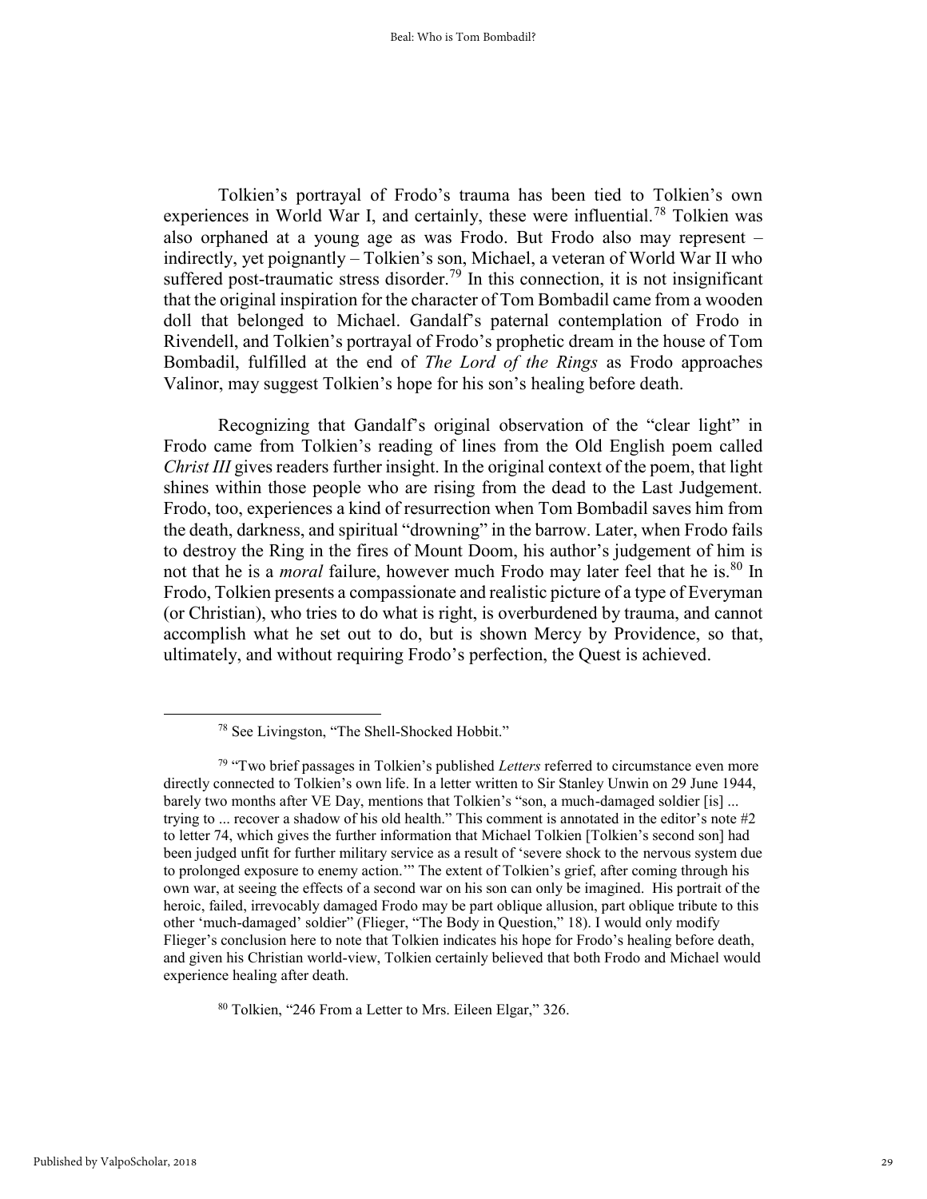Tolkien's portrayal of Frodo's trauma has been tied to Tolkien's own experiences in World War I, and certainly, these were influential.[78] Tolkien was also orphaned at a young age as was Frodo. But Frodo also may represent – indirectly, yet poignantly – Tolkien's son, Michael, a veteran of World War II who suffered post-traumatic stress disorder.[79] In this connection, it is not insignificant that the original inspiration for the character of Tom Bombadil came from a wooden doll that belonged to Michael. Gandalf's paternal contemplation of Frodo in Rivendell, and Tolkien's portrayal of Frodo's prophetic dream in the house of Tom Bombadil, fulfilled at the end of *The Lord of the Rings* as Frodo approaches Valinor, may suggest Tolkien's hope for his son's healing before death.

Recognizing that Gandalf's original observation of the "clear light" in Frodo came from Tolkien's reading of lines from the Old English poem called *Christ III* gives readers further insight. In the original context of the poem, that light shines within those people who are rising from the dead to the Last Judgement. Frodo, too, experiences a kind of resurrection when Tom Bombadil saves him from the death, darkness, and spiritual "drowning" in the barrow. Later, when Frodo fails to destroy the Ring in the fires of Mount Doom, his author's judgement of him is not that he is a *moral* failure, however much Frodo may later feel that he is.[80] In Frodo, Tolkien presents a compassionate and realistic picture of a type of Everyman (or Christian), who tries to do what is right, is overburdened by trauma, and cannot accomplish what he set out to do, but is shown Mercy by Providence, so that, ultimately, and without requiring Frodo's perfection, the Quest is achieved.

---

[78] See Livingston, "The Shell-Shocked Hobbit."

[79] "Two brief passages in Tolkien's published *Letters* referred to circumstance even more directly connected to Tolkien's own life. In a letter written to Sir Stanley Unwin on 29 June 1944, barely two months after VE Day, mentions that Tolkien's "son, a much-damaged soldier [is] ... trying to ... recover a shadow of his old health." This comment is annotated in the editor's note #2 to letter 74, which gives the further information that Michael Tolkien [Tolkien's second son] had been judged unfit for further military service as a result of 'severe shock to the nervous system due to prolonged exposure to enemy action.'" The extent of Tolkien's grief, after coming through his own war, at seeing the effects of a second war on his son can only be imagined. His portrait of the heroic, failed, irrevocably damaged Frodo may be part oblique allusion, part oblique tribute to this other 'much-damaged' soldier" (Flieger, "The Body in Question," 18). I would only modify Flieger's conclusion here to note that Tolkien indicates his hope for Frodo's healing before death, and given his Christian world-view, Tolkien certainly believed that both Frodo and Michael would experience healing after death.

[80] Tolkien, "246 From a Letter to Mrs. Eileen Elgar," 326.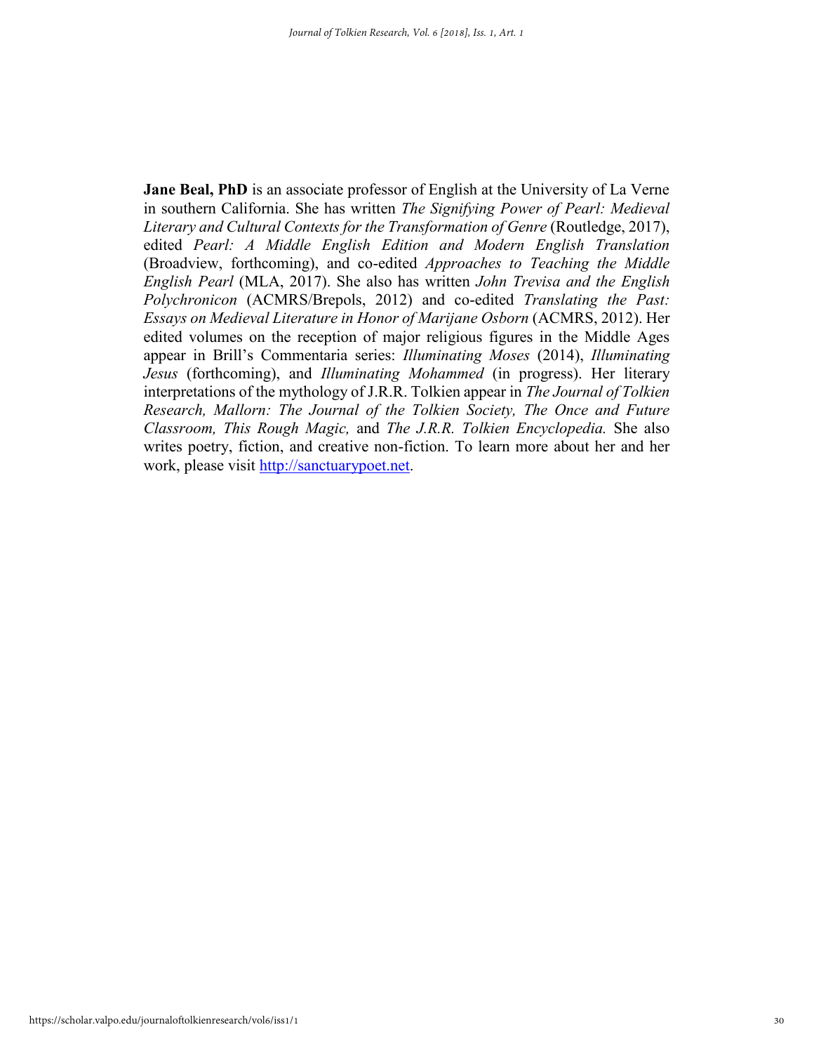**Jane Beal, PhD** is an associate professor of English at the University of La Verne in southern California. She has written *The Signifying Power of Pearl: Medieval Literary and Cultural Contexts for the Transformation of Genre* (Routledge, 2017), edited *Pearl: A Middle English Edition and Modern English Translation* (Broadview, forthcoming), and co-edited *Approaches to Teaching the Middle English Pearl* (MLA, 2017). She also has written *John Trevisa and the English Polychronicon* (ACMRS/Brepols, 2012) and co-edited *Translating the Past: Essays on Medieval Literature in Honor of Marijane Osborn* (ACMRS, 2012). Her edited volumes on the reception of major religious figures in the Middle Ages appear in Brill's Commentaria series: *Illuminating Moses* (2014), *Illuminating Jesus* (forthcoming), and *Illuminating Mohammed* (in progress). Her literary interpretations of the mythology of J.R.R. Tolkien appear in *The Journal of Tolkien Research, Mallorn: The Journal of the Tolkien Society, The Once and Future Classroom, This Rough Magic,* and *The J.R.R. Tolkien Encyclopedia.* She also writes poetry, fiction, and creative non-fiction. To learn more about her and her work, please visit [http://sanctuarypoet.net](http://sanctuarypoet.net).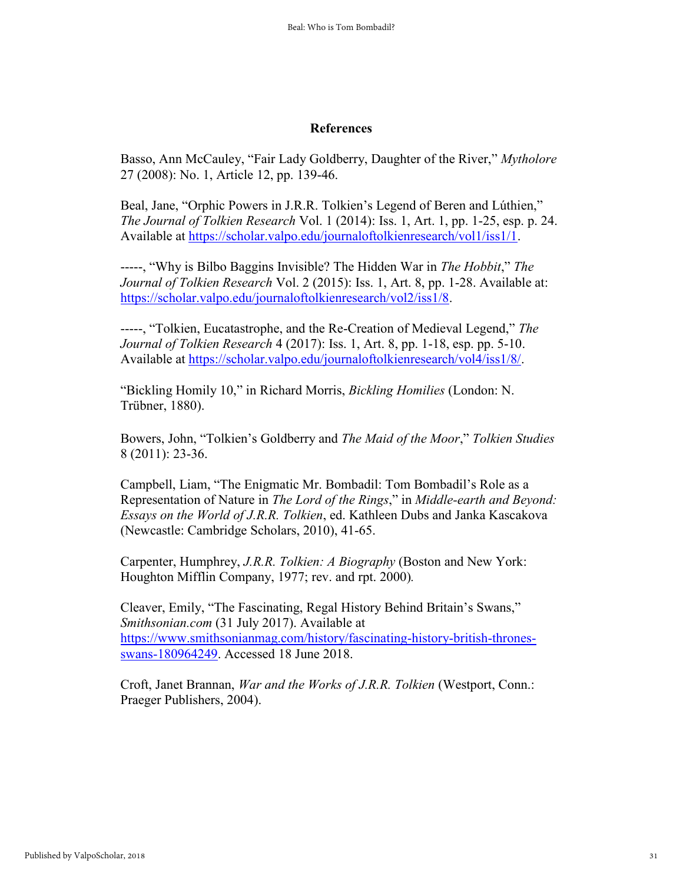## References

Basso, Ann McCauley, "Fair Lady Goldberry, Daughter of the River," *Mytholore* 27 (2008): No. 1, Article 12, pp. 139-46.

Beal, Jane, "Orphic Powers in J.R.R. Tolkien's Legend of Beren and Lúthien," *The Journal of Tolkien Research* Vol. 1 (2014): Iss. 1, Art. 1, pp. 1-25, esp. p. 24. Available at https://scholar.valpo.edu/journaloftolkienresearch/vol1/iss1/1.

-----, "Why is Bilbo Baggins Invisible? The Hidden War in *The Hobbit*," *The Journal of Tolkien Research* Vol. 2 (2015): Iss. 1, Art. 8, pp. 1-28. Available at: https://scholar.valpo.edu/journaloftolkienresearch/vol2/iss1/8.

-----, "Tolkien, Eucatastrophe, and the Re-Creation of Medieval Legend," *The Journal of Tolkien Research* 4 (2017): Iss. 1, Art. 8, pp. 1-18, esp. pp. 5-10. Available at https://scholar.valpo.edu/journaloftolkienresearch/vol4/iss1/8/.

"Bickling Homily 10," in Richard Morris, *Bickling Homilies* (London: N. Trübner, 1880).

Bowers, John, "Tolkien's Goldberry and *The Maid of the Moor*," *Tolkien Studies* 8 (2011): 23-36.

Campbell, Liam, "The Enigmatic Mr. Bombadil: Tom Bombadil's Role as a Representation of Nature in *The Lord of the Rings*," in *Middle-earth and Beyond: Essays on the World of J.R.R. Tolkien*, ed. Kathleen Dubs and Janka Kascakova (Newcastle: Cambridge Scholars, 2010), 41-65.

Carpenter, Humphrey, *J.R.R. Tolkien: A Biography* (Boston and New York: Houghton Mifflin Company, 1977; rev. and rpt. 2000).

Cleaver, Emily, "The Fascinating, Regal History Behind Britain's Swans," *Smithsonian.com* (31 July 2017). Available at https://www.smithsonianmag.com/history/fascinating-history-british-thrones-swans-180964249. Accessed 18 June 2018.

Croft, Janet Brannan, *War and the Works of J.R.R. Tolkien* (Westport, Conn.: Praeger Publishers, 2004).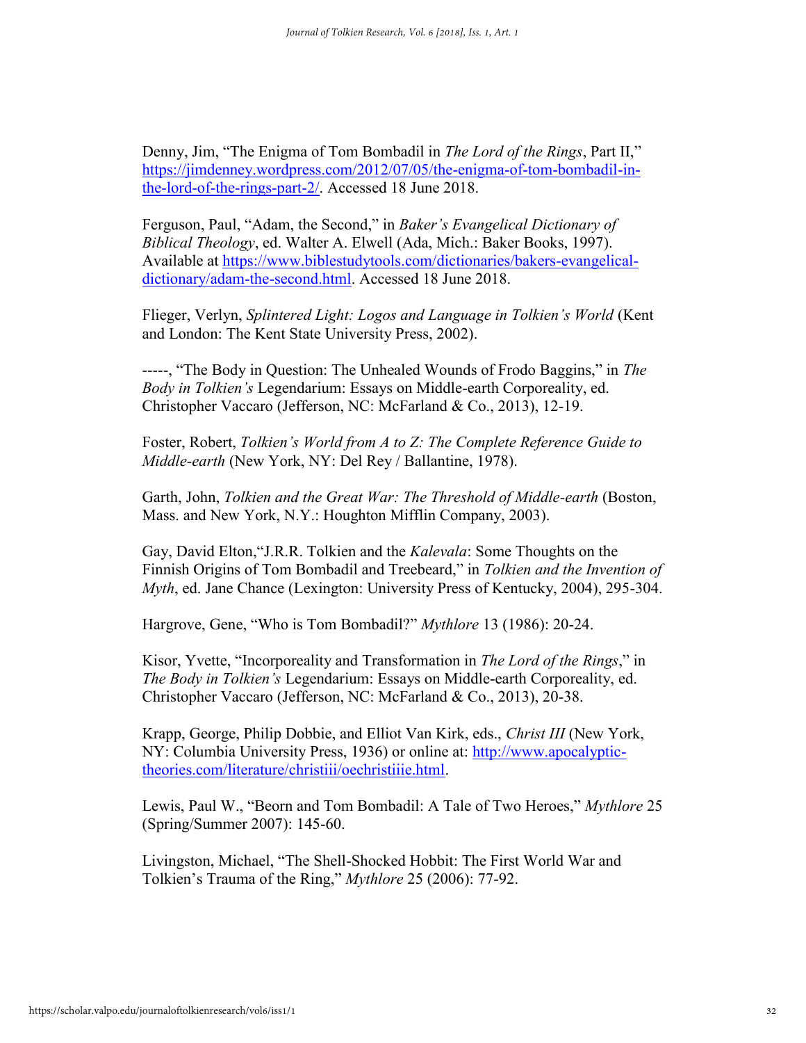Denny, Jim, "The Enigma of Tom Bombadil in *The Lord of the Rings*, Part II," https://jimdenney.wordpress.com/2012/07/05/the-enigma-of-tom-bombadil-in-the-lord-of-the-rings-part-2/. Accessed 18 June 2018.

Ferguson, Paul, "Adam, the Second," in *Baker's Evangelical Dictionary of Biblical Theology*, ed. Walter A. Elwell (Ada, Mich.: Baker Books, 1997). Available at https://www.biblestudytools.com/dictionaries/bakers-evangelical-dictionary/adam-the-second.html. Accessed 18 June 2018.

Flieger, Verlyn, *Splintered Light: Logos and Language in Tolkien's World* (Kent and London: The Kent State University Press, 2002).

-----, "The Body in Question: The Unhealed Wounds of Frodo Baggins," in *The Body in Tolkien's* Legendarium: Essays on Middle-earth Corporeality, ed. Christopher Vaccaro (Jefferson, NC: McFarland & Co., 2013), 12-19.

Foster, Robert, *Tolkien's World from A to Z: The Complete Reference Guide to Middle-earth* (New York, NY: Del Rey / Ballantine, 1978).

Garth, John, *Tolkien and the Great War: The Threshold of Middle-earth* (Boston, Mass. and New York, N.Y.: Houghton Mifflin Company, 2003).

Gay, David Elton,"J.R.R. Tolkien and the *Kalevala*: Some Thoughts on the Finnish Origins of Tom Bombadil and Treebeard," in *Tolkien and the Invention of Myth*, ed. Jane Chance (Lexington: University Press of Kentucky, 2004), 295-304.

Hargrove, Gene, "Who is Tom Bombadil?" *Mythlore* 13 (1986): 20-24.

Kisor, Yvette, "Incorporeality and Transformation in *The Lord of the Rings*," in *The Body in Tolkien's* Legendarium: Essays on Middle-earth Corporeality, ed. Christopher Vaccaro (Jefferson, NC: McFarland & Co., 2013), 20-38.

Krapp, George, Philip Dobbie, and Elliot Van Kirk, eds., *Christ III* (New York, NY: Columbia University Press, 1936) or online at: http://www.apocalyptic-theories.com/literature/christiii/oechristiiie.html.

Lewis, Paul W., "Beorn and Tom Bombadil: A Tale of Two Heroes," *Mythlore* 25 (Spring/Summer 2007): 145-60.

Livingston, Michael, "The Shell-Shocked Hobbit: The First World War and Tolkien's Trauma of the Ring," *Mythlore* 25 (2006): 77-92.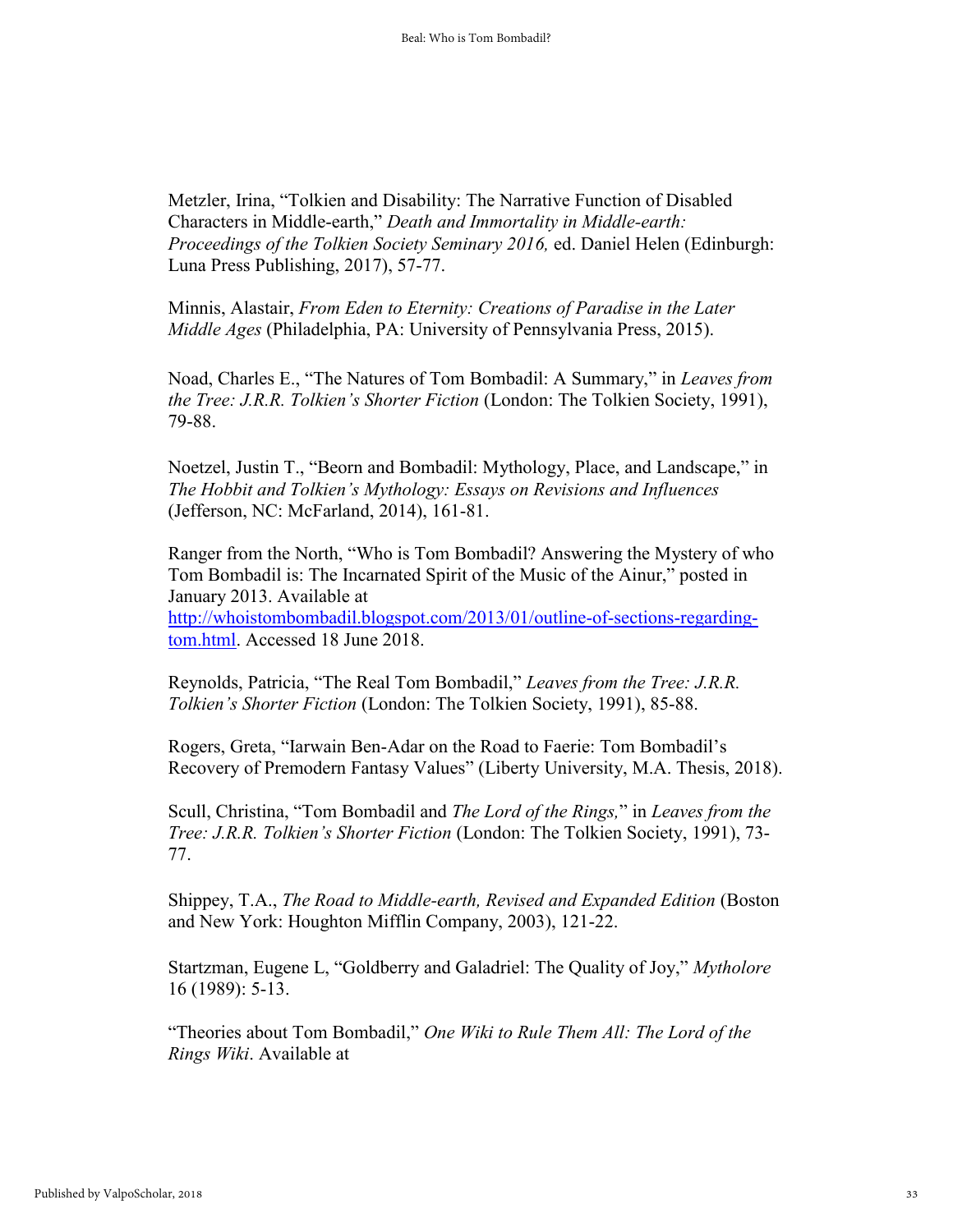Metzler, Irina, “Tolkien and Disability: The Narrative Function of Disabled Characters in Middle-earth,” *Death and Immortality in Middle-earth: Proceedings of the Tolkien Society Seminary 2016,* ed. Daniel Helen (Edinburgh: Luna Press Publishing, 2017), 57-77.

Minnis, Alastair, *From Eden to Eternity: Creations of Paradise in the Later Middle Ages* (Philadelphia, PA: University of Pennsylvania Press, 2015).

Noad, Charles E., “The Natures of Tom Bombadil: A Summary,” in *Leaves from the Tree: J.R.R. Tolkien’s Shorter Fiction* (London: The Tolkien Society, 1991), 79-88.

Noetzel, Justin T., “Beorn and Bombadil: Mythology, Place, and Landscape,” in *The Hobbit and Tolkien’s Mythology: Essays on Revisions and Influences* (Jefferson, NC: McFarland, 2014), 161-81.

Ranger from the North, “Who is Tom Bombadil? Answering the Mystery of who Tom Bombadil is: The Incarnated Spirit of the Music of the Ainur,” posted in January 2013. Available at http://whoistombombadil.blogspot.com/2013/01/outline-of-sections-regarding-tom.html. Accessed 18 June 2018.

Reynolds, Patricia, “The Real Tom Bombadil,” *Leaves from the Tree: J.R.R. Tolkien’s Shorter Fiction* (London: The Tolkien Society, 1991), 85-88.

Rogers, Greta, “Iarwain Ben-Adar on the Road to Faerie: Tom Bombadil’s Recovery of Premodern Fantasy Values” (Liberty University, M.A. Thesis, 2018).

Scull, Christina, “Tom Bombadil and *The Lord of the Rings,*” in *Leaves from the Tree: J.R.R. Tolkien’s Shorter Fiction* (London: The Tolkien Society, 1991), 73-77.

Shippey, T.A., *The Road to Middle-earth, Revised and Expanded Edition* (Boston and New York: Houghton Mifflin Company, 2003), 121-22.

Startzman, Eugene L, “Goldberry and Galadriel: The Quality of Joy,” *Mythlore* 16 (1989): 5-13.

“Theories about Tom Bombadil,” *One Wiki to Rule Them All: The Lord of the Rings Wiki*. Available at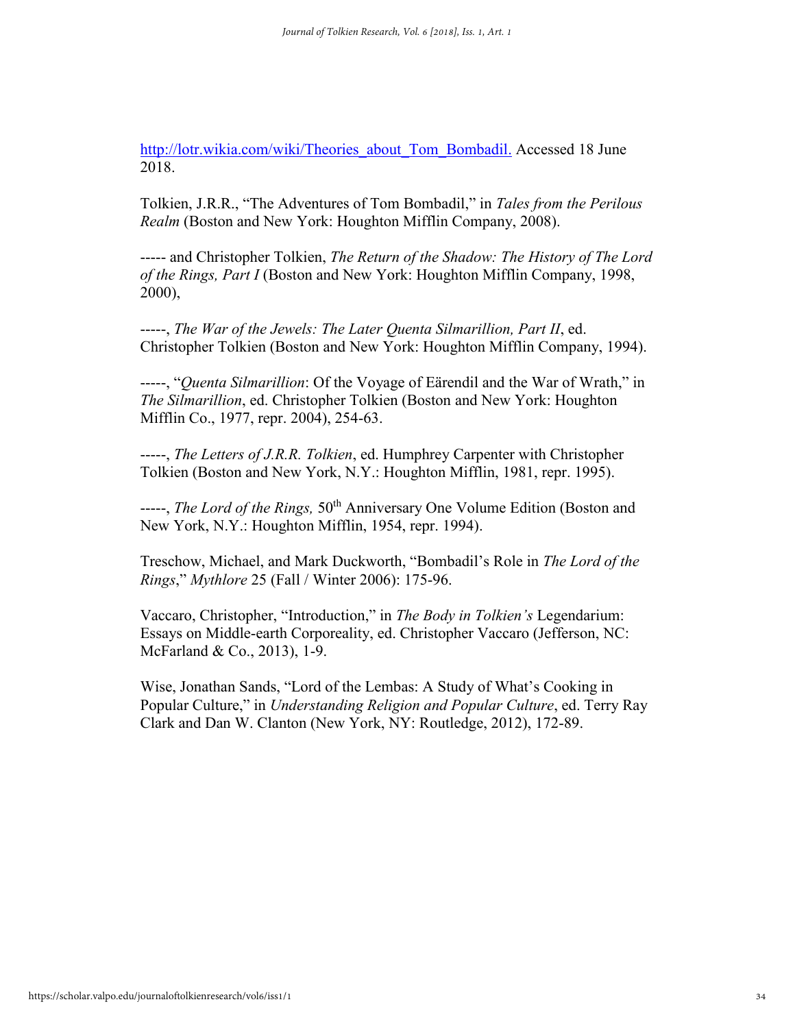http://lotr.wikia.com/wiki/Theories_about_Tom_Bombadil. Accessed 18 June 2018.

Tolkien, J.R.R., "The Adventures of Tom Bombadil," in *Tales from the Perilous Realm* (Boston and New York: Houghton Mifflin Company, 2008).

----- and Christopher Tolkien, *The Return of the Shadow: The History of The Lord of the Rings, Part I* (Boston and New York: Houghton Mifflin Company, 1998, 2000),

-----, *The War of the Jewels: The Later Quenta Silmarillion, Part II*, ed. Christopher Tolkien (Boston and New York: Houghton Mifflin Company, 1994).

-----, "*Quenta Silmarillion*: Of the Voyage of Eärendil and the War of Wrath," in *The Silmarillion*, ed. Christopher Tolkien (Boston and New York: Houghton Mifflin Co., 1977, repr. 2004), 254-63.

-----, *The Letters of J.R.R. Tolkien*, ed. Humphrey Carpenter with Christopher Tolkien (Boston and New York, N.Y.: Houghton Mifflin, 1981, repr. 1995).

-----, *The Lord of the Rings,* 50th Anniversary One Volume Edition (Boston and New York, N.Y.: Houghton Mifflin, 1954, repr. 1994).

Treschow, Michael, and Mark Duckworth, "Bombadil's Role in *The Lord of the Rings*," *Mythlore* 25 (Fall / Winter 2006): 175-96.

Vaccaro, Christopher, "Introduction," in *The Body in Tolkien's* Legendarium: Essays on Middle-earth Corporeality, ed. Christopher Vaccaro (Jefferson, NC: McFarland & Co., 2013), 1-9.

Wise, Jonathan Sands, "Lord of the Lembas: A Study of What's Cooking in Popular Culture," in *Understanding Religion and Popular Culture*, ed. Terry Ray Clark and Dan W. Clanton (New York, NY: Routledge, 2012), 172-89.